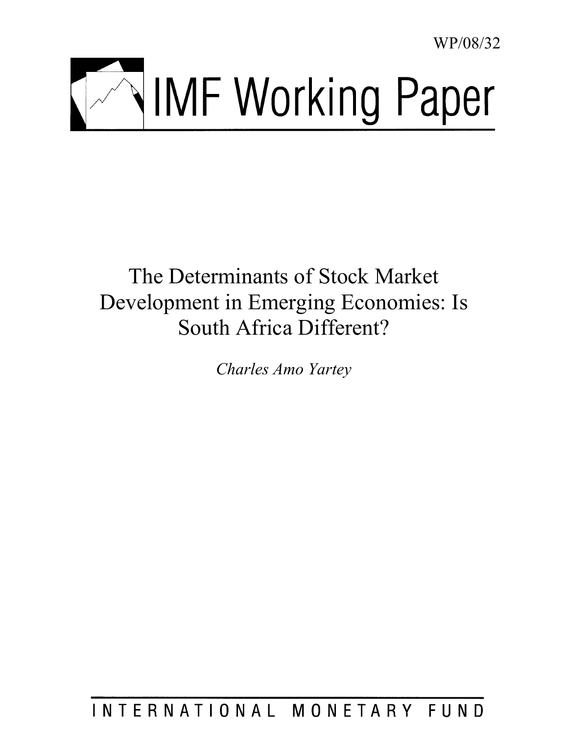WP/08/32

# IMF Working Paper

## The Determinants of Stock Market Development in Emerging Economies: Is South Africa Different?

*Charles Amo Yartey*

INTERNATIONAL MONETARY FUND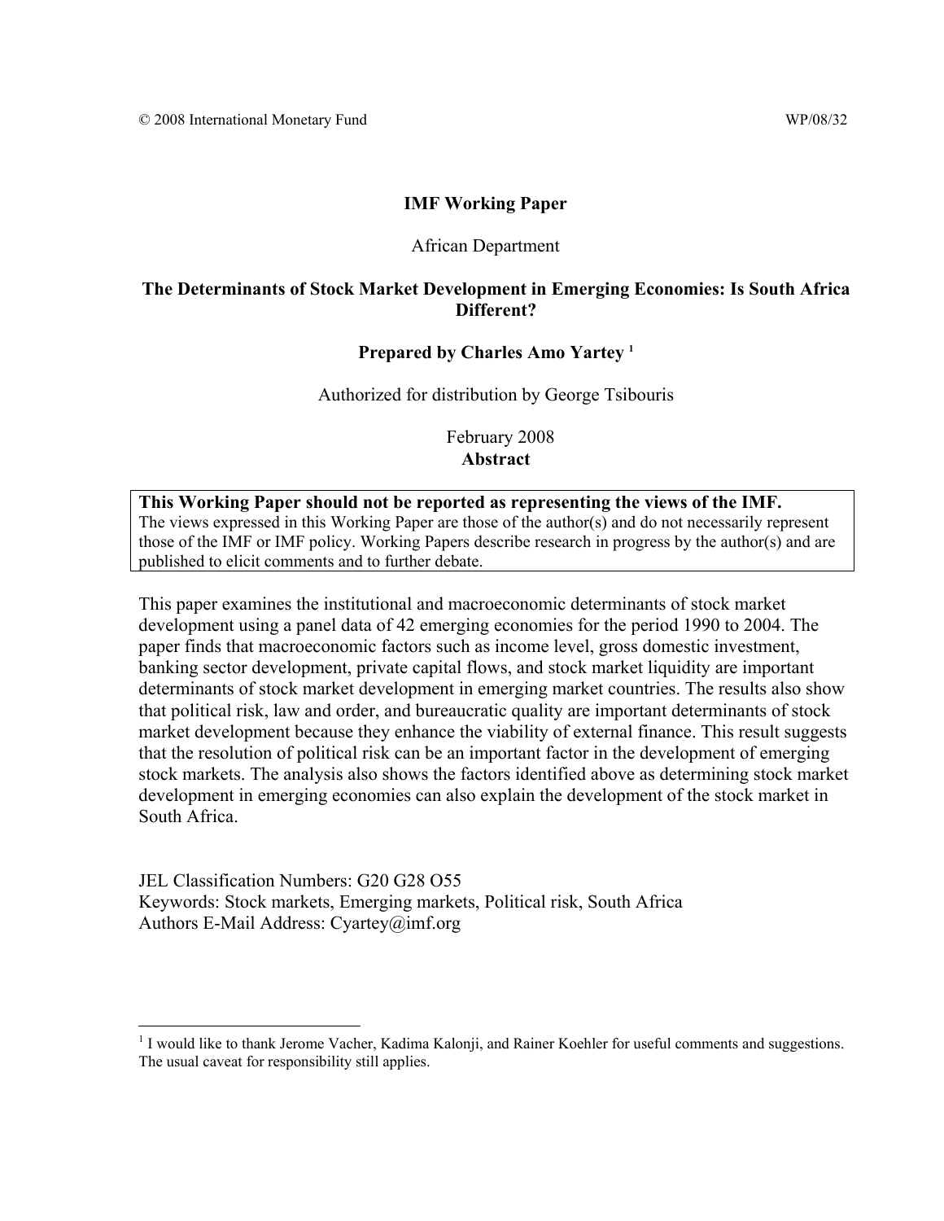© 2008 International Monetary Fund WP/08/32

**IMF Working Paper**

African Department

**The Determinants of Stock Market Development in Emerging Economies: Is South Africa Different?**

**Prepared by Charles Amo Yartey [1]**

Authorized for distribution by George Tsibouris

February 2008

**Abstract**

**This Working Paper should not be reported as representing the views of the IMF.**
The views expressed in this Working Paper are those of the author(s) and do not necessarily represent those of the IMF or IMF policy. Working Papers describe research in progress by the author(s) and are published to elicit comments and to further debate.

This paper examines the institutional and macroeconomic determinants of stock market development using a panel data of 42 emerging economies for the period 1990 to 2004. The paper finds that macroeconomic factors such as income level, gross domestic investment, banking sector development, private capital flows, and stock market liquidity are important determinants of stock market development in emerging market countries. The results also show that political risk, law and order, and bureaucratic quality are important determinants of stock market development because they enhance the viability of external finance. This result suggests that the resolution of political risk can be an important factor in the development of emerging stock markets. The analysis also shows the factors identified above as determining stock market development in emerging economies can also explain the development of the stock market in South Africa.

JEL Classification Numbers: G20 G28 O55
Keywords: Stock markets, Emerging markets, Political risk, South Africa
Authors E-Mail Address: Cyartey@imf.org

[1] I would like to thank Jerome Vacher, Kadima Kalonji, and Rainer Koehler for useful comments and suggestions. The usual caveat for responsibility still applies.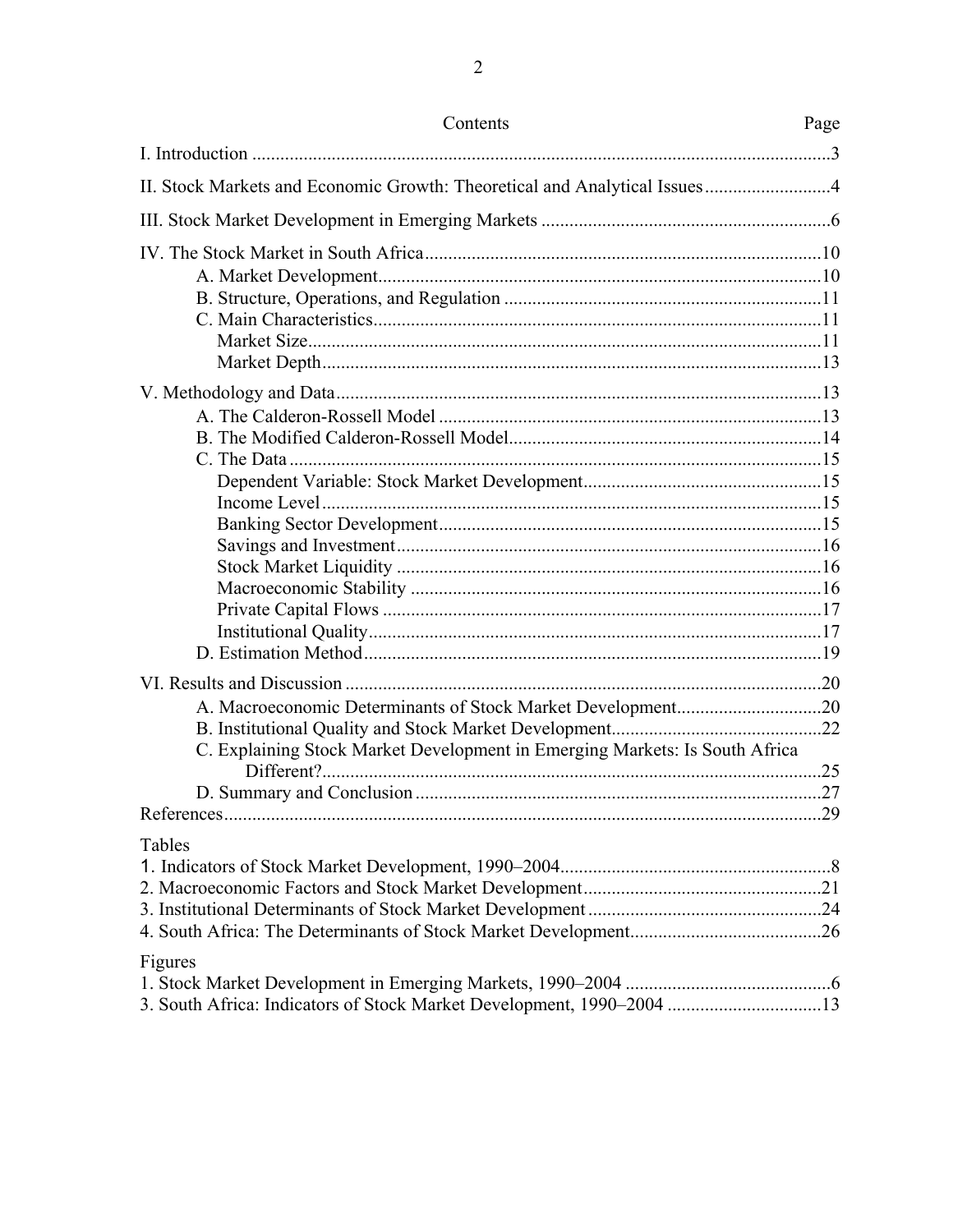Contents Page

I. Introduction ...........................................................................................................................3

II. Stock Markets and Economic Growth: Theoretical and Analytical Issues...........................4

III. Stock Market Development in Emerging Markets .............................................................6

IV. The Stock Market in South Africa....................................................................................10
  A. Market Development..............................................................................................10
  B. Structure, Operations, and Regulation ...................................................................11
  C. Main Characteristics...............................................................................................11
    Market Size.............................................................................................................11
    Market Depth..........................................................................................................13

V. Methodology and Data.......................................................................................................13
  A. The Calderon-Rossell Model .................................................................................13
  B. The Modified Calderon-Rossell Model..................................................................14
  C. The Data .................................................................................................................15
    Dependent Variable: Stock Market Development..................................................15
    Income Level..........................................................................................................15
    Banking Sector Development.................................................................................15
    Savings and Investment..........................................................................................16
    Stock Market Liquidity ..........................................................................................16
    Macroeconomic Stability .......................................................................................16
    Private Capital Flows .............................................................................................17
    Institutional Quality................................................................................................17
  D. Estimation Method................................................................................................19

VI. Results and Discussion .....................................................................................................20
  A. Macroeconomic Determinants of Stock Market Development..............................20
  B. Institutional Quality and Stock Market Development............................................22
  C. Explaining Stock Market Development in Emerging Markets: Is South Africa Different?..........................................................................................................25
  D. Summary and Conclusion......................................................................................27

References..............................................................................................................................29

Tables

1. Indicators of Stock Market Development, 1990–2004..........................................................8
2. Macroeconomic Factors and Stock Market Development..................................................21
3. Institutional Determinants of Stock Market Development .................................................24
4. South Africa: The Determinants of Stock Market Development........................................26

Figures

1. Stock Market Development in Emerging Markets, 1990–2004 ...........................................6
3. South Africa: Indicators of Stock Market Development, 1990–2004 ................................13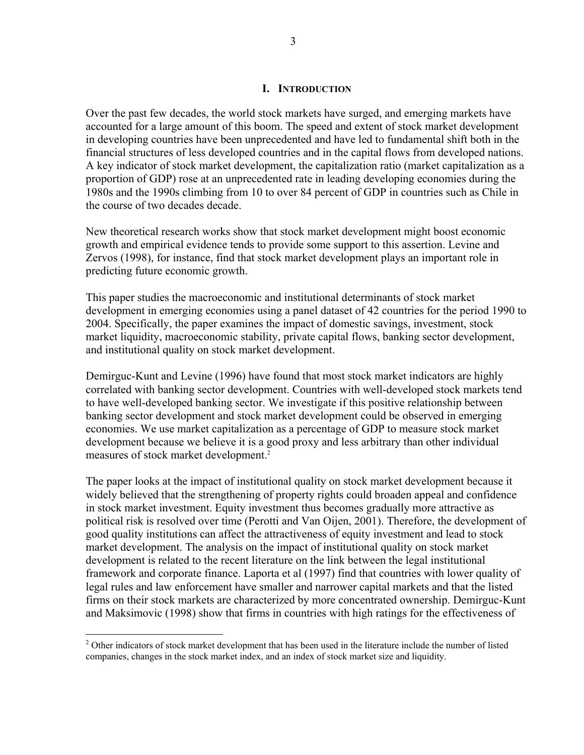## I. INTRODUCTION

Over the past few decades, the world stock markets have surged, and emerging markets have accounted for a large amount of this boom. The speed and extent of stock market development in developing countries have been unprecedented and have led to fundamental shift both in the financial structures of less developed countries and in the capital flows from developed nations. A key indicator of stock market development, the capitalization ratio (market capitalization as a proportion of GDP) rose at an unprecedented rate in leading developing economies during the 1980s and the 1990s climbing from 10 to over 84 percent of GDP in countries such as Chile in the course of two decades decade.

New theoretical research works show that stock market development might boost economic growth and empirical evidence tends to provide some support to this assertion. Levine and Zervos (1998), for instance, find that stock market development plays an important role in predicting future economic growth.

This paper studies the macroeconomic and institutional determinants of stock market development in emerging economies using a panel dataset of 42 countries for the period 1990 to 2004. Specifically, the paper examines the impact of domestic savings, investment, stock market liquidity, macroeconomic stability, private capital flows, banking sector development, and institutional quality on stock market development.

Demirguc-Kunt and Levine (1996) have found that most stock market indicators are highly correlated with banking sector development. Countries with well-developed stock markets tend to have well-developed banking sector. We investigate if this positive relationship between banking sector development and stock market development could be observed in emerging economies. We use market capitalization as a percentage of GDP to measure stock market development because we believe it is a good proxy and less arbitrary than other individual measures of stock market development.[2]

The paper looks at the impact of institutional quality on stock market development because it widely believed that the strengthening of property rights could broaden appeal and confidence in stock market investment. Equity investment thus becomes gradually more attractive as political risk is resolved over time (Perotti and Van Oijen, 2001). Therefore, the development of good quality institutions can affect the attractiveness of equity investment and lead to stock market development. The analysis on the impact of institutional quality on stock market development is related to the recent literature on the link between the legal institutional framework and corporate finance. Laporta et al (1997) find that countries with lower quality of legal rules and law enforcement have smaller and narrower capital markets and that the listed firms on their stock markets are characterized by more concentrated ownership. Demirguc-Kunt and Maksimovic (1998) show that firms in countries with high ratings for the effectiveness of

[2] Other indicators of stock market development that has been used in the literature include the number of listed companies, changes in the stock market index, and an index of stock market size and liquidity.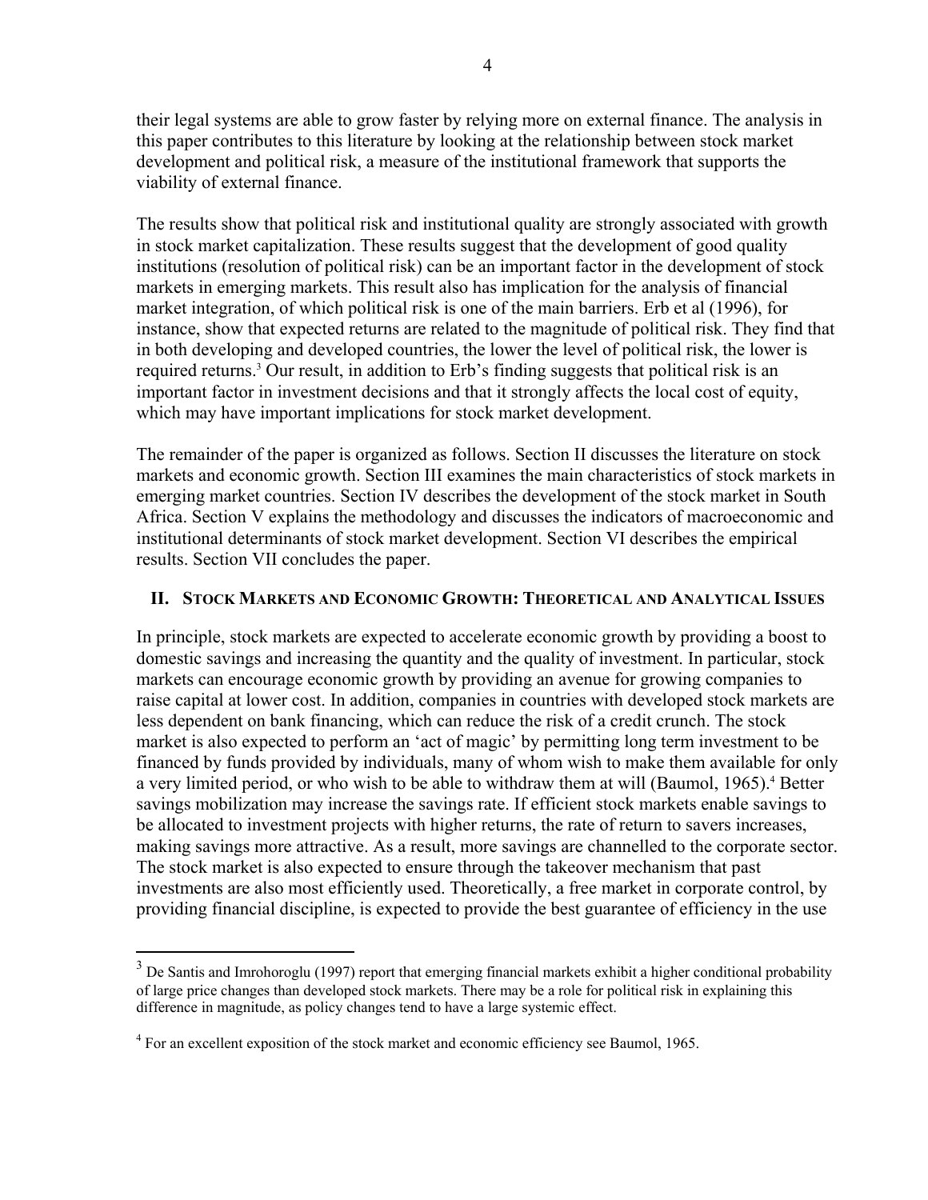their legal systems are able to grow faster by relying more on external finance. The analysis in this paper contributes to this literature by looking at the relationship between stock market development and political risk, a measure of the institutional framework that supports the viability of external finance.

The results show that political risk and institutional quality are strongly associated with growth in stock market capitalization. These results suggest that the development of good quality institutions (resolution of political risk) can be an important factor in the development of stock markets in emerging markets. This result also has implication for the analysis of financial market integration, of which political risk is one of the main barriers. Erb et al (1996), for instance, show that expected returns are related to the magnitude of political risk. They find that in both developing and developed countries, the lower the level of political risk, the lower is required returns.[3] Our result, in addition to Erb's finding suggests that political risk is an important factor in investment decisions and that it strongly affects the local cost of equity, which may have important implications for stock market development.

The remainder of the paper is organized as follows. Section II discusses the literature on stock markets and economic growth. Section III examines the main characteristics of stock markets in emerging market countries. Section IV describes the development of the stock market in South Africa. Section V explains the methodology and discusses the indicators of macroeconomic and institutional determinants of stock market development. Section VI describes the empirical results. Section VII concludes the paper.

## II. Stock Markets and Economic Growth: Theoretical and Analytical Issues

In principle, stock markets are expected to accelerate economic growth by providing a boost to domestic savings and increasing the quantity and the quality of investment. In particular, stock markets can encourage economic growth by providing an avenue for growing companies to raise capital at lower cost. In addition, companies in countries with developed stock markets are less dependent on bank financing, which can reduce the risk of a credit crunch. The stock market is also expected to perform an 'act of magic' by permitting long term investment to be financed by funds provided by individuals, many of whom wish to make them available for only a very limited period, or who wish to be able to withdraw them at will (Baumol, 1965).[4] Better savings mobilization may increase the savings rate. If efficient stock markets enable savings to be allocated to investment projects with higher returns, the rate of return to savers increases, making savings more attractive. As a result, more savings are channelled to the corporate sector. The stock market is also expected to ensure through the takeover mechanism that past investments are also most efficiently used. Theoretically, a free market in corporate control, by providing financial discipline, is expected to provide the best guarantee of efficiency in the use

---

[3] De Santis and Imrohoroglu (1997) report that emerging financial markets exhibit a higher conditional probability of large price changes than developed stock markets. There may be a role for political risk in explaining this difference in magnitude, as policy changes tend to have a large systemic effect.

[4] For an excellent exposition of the stock market and economic efficiency see Baumol, 1965.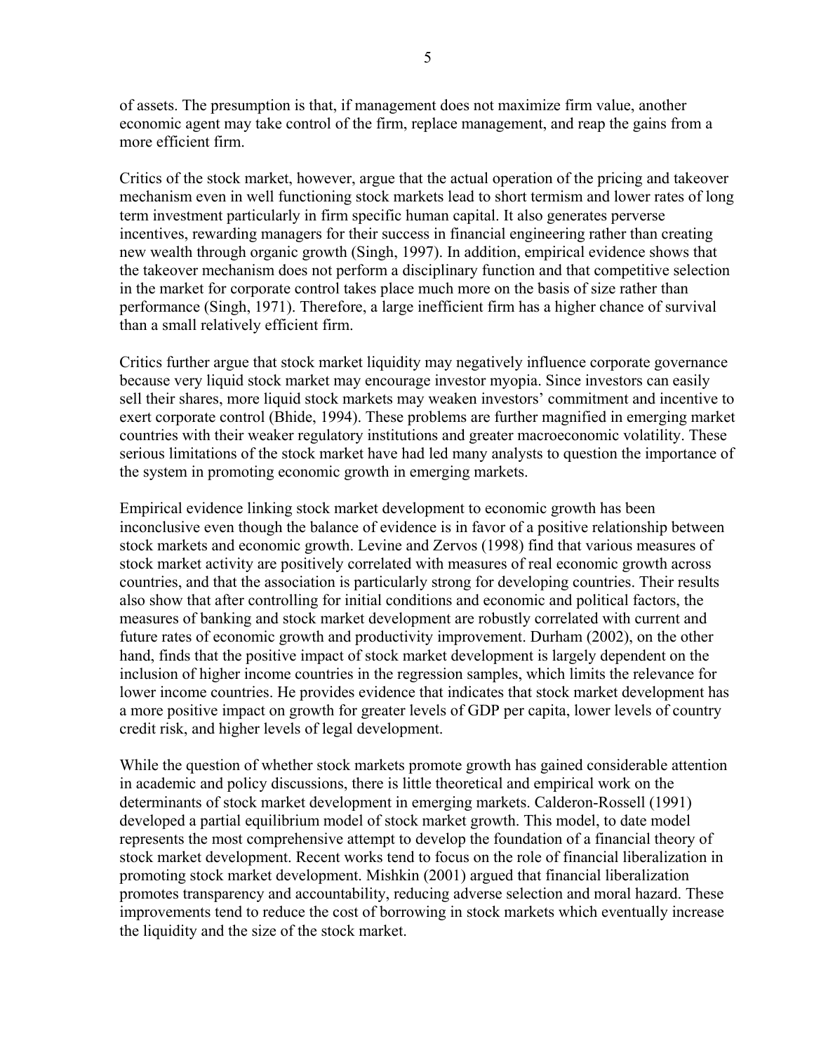of assets. The presumption is that, if management does not maximize firm value, another economic agent may take control of the firm, replace management, and reap the gains from a more efficient firm.

Critics of the stock market, however, argue that the actual operation of the pricing and takeover mechanism even in well functioning stock markets lead to short termism and lower rates of long term investment particularly in firm specific human capital. It also generates perverse incentives, rewarding managers for their success in financial engineering rather than creating new wealth through organic growth (Singh, 1997). In addition, empirical evidence shows that the takeover mechanism does not perform a disciplinary function and that competitive selection in the market for corporate control takes place much more on the basis of size rather than performance (Singh, 1971). Therefore, a large inefficient firm has a higher chance of survival than a small relatively efficient firm.

Critics further argue that stock market liquidity may negatively influence corporate governance because very liquid stock market may encourage investor myopia. Since investors can easily sell their shares, more liquid stock markets may weaken investors' commitment and incentive to exert corporate control (Bhide, 1994). These problems are further magnified in emerging market countries with their weaker regulatory institutions and greater macroeconomic volatility. These serious limitations of the stock market have had led many analysts to question the importance of the system in promoting economic growth in emerging markets.

Empirical evidence linking stock market development to economic growth has been inconclusive even though the balance of evidence is in favor of a positive relationship between stock markets and economic growth. Levine and Zervos (1998) find that various measures of stock market activity are positively correlated with measures of real economic growth across countries, and that the association is particularly strong for developing countries. Their results also show that after controlling for initial conditions and economic and political factors, the measures of banking and stock market development are robustly correlated with current and future rates of economic growth and productivity improvement. Durham (2002), on the other hand, finds that the positive impact of stock market development is largely dependent on the inclusion of higher income countries in the regression samples, which limits the relevance for lower income countries. He provides evidence that indicates that stock market development has a more positive impact on growth for greater levels of GDP per capita, lower levels of country credit risk, and higher levels of legal development.

While the question of whether stock markets promote growth has gained considerable attention in academic and policy discussions, there is little theoretical and empirical work on the determinants of stock market development in emerging markets. Calderon-Rossell (1991) developed a partial equilibrium model of stock market growth. This model, to date model represents the most comprehensive attempt to develop the foundation of a financial theory of stock market development. Recent works tend to focus on the role of financial liberalization in promoting stock market development. Mishkin (2001) argued that financial liberalization promotes transparency and accountability, reducing adverse selection and moral hazard. These improvements tend to reduce the cost of borrowing in stock markets which eventually increase the liquidity and the size of the stock market.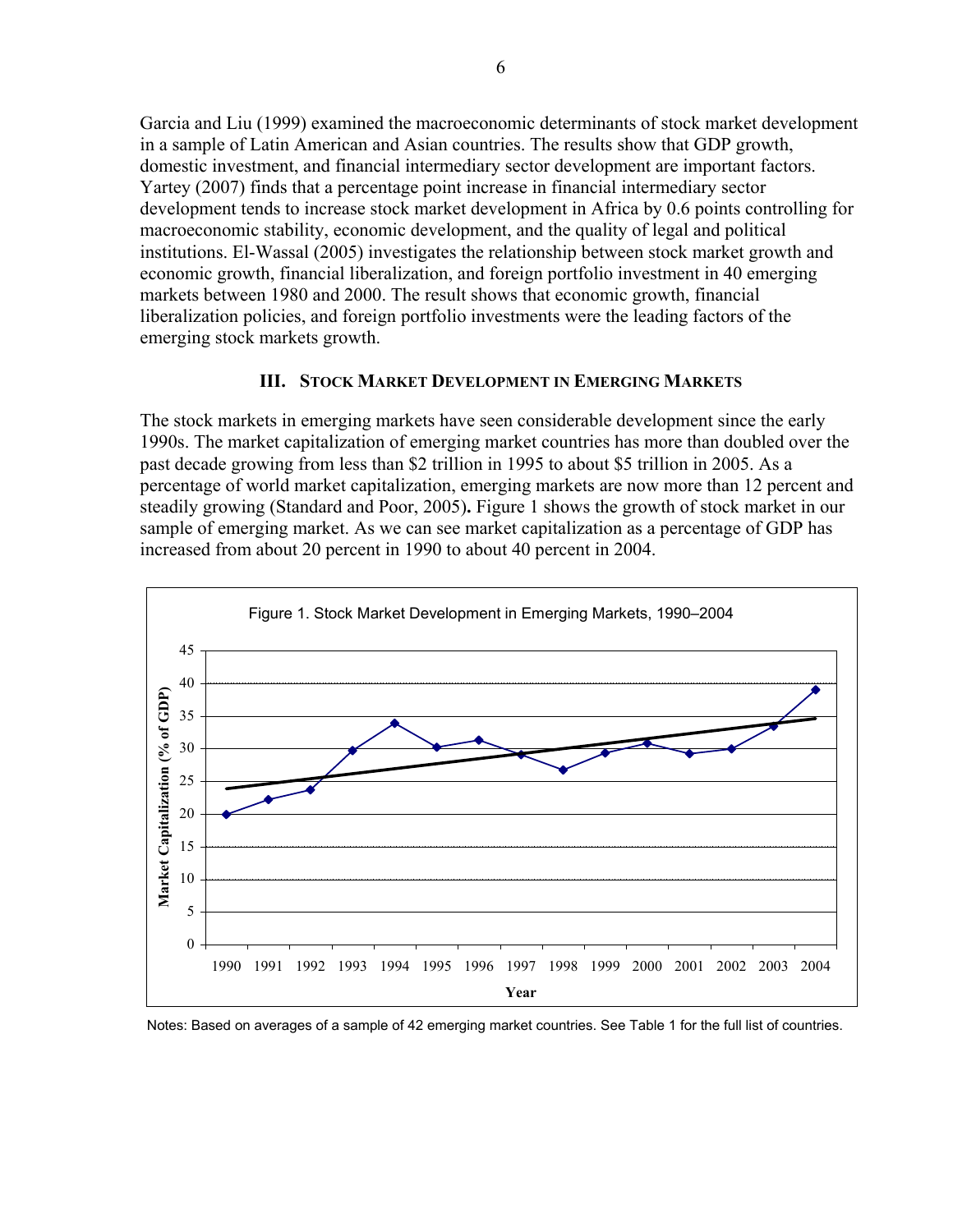Garcia and Liu (1999) examined the macroeconomic determinants of stock market development in a sample of Latin American and Asian countries. The results show that GDP growth, domestic investment, and financial intermediary sector development are important factors. Yartey (2007) finds that a percentage point increase in financial intermediary sector development tends to increase stock market development in Africa by 0.6 points controlling for macroeconomic stability, economic development, and the quality of legal and political institutions. El-Wassal (2005) investigates the relationship between stock market growth and economic growth, financial liberalization, and foreign portfolio investment in 40 emerging markets between 1980 and 2000. The result shows that economic growth, financial liberalization policies, and foreign portfolio investments were the leading factors of the emerging stock markets growth.

## III. Stock Market Development in Emerging Markets

The stock markets in emerging markets have seen considerable development since the early 1990s. The market capitalization of emerging market countries has more than doubled over the past decade growing from less than $2 trillion in 1995 to about $5 trillion in 2005. As a percentage of world market capitalization, emerging markets are now more than 12 percent and steadily growing (Standard and Poor, 2005)**.** Figure 1 shows the growth of stock market in our sample of emerging market. As we can see market capitalization as a percentage of GDP has increased from about 20 percent in 1990 to about 40 percent in 2004.

Figure 1. Stock Market Development in Emerging Markets, 1990–2004

Notes: Based on averages of a sample of 42 emerging market countries. See Table 1 for the full list of countries.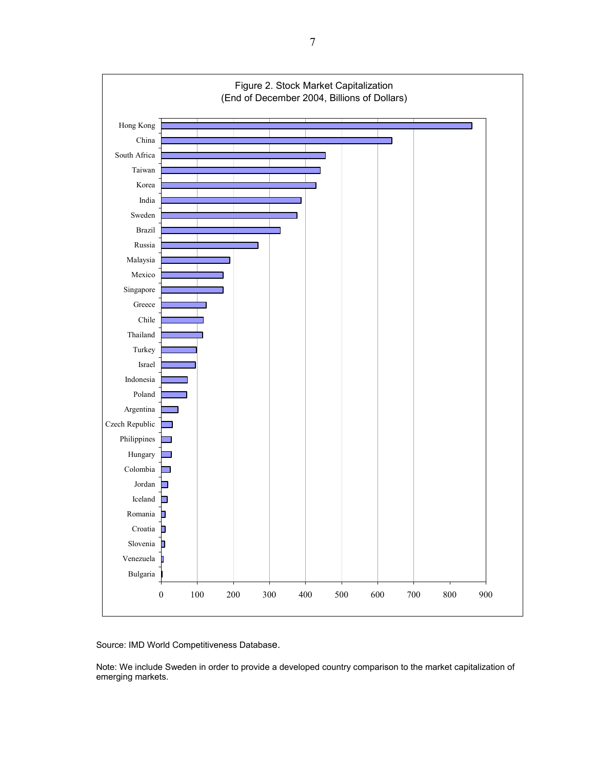Figure 2. Stock Market Capitalization
(End of December 2004, Billions of Dollars)

Source: IMD World Competitiveness Database.

Note: We include Sweden in order to provide a developed country comparison to the market capitalization of emerging markets.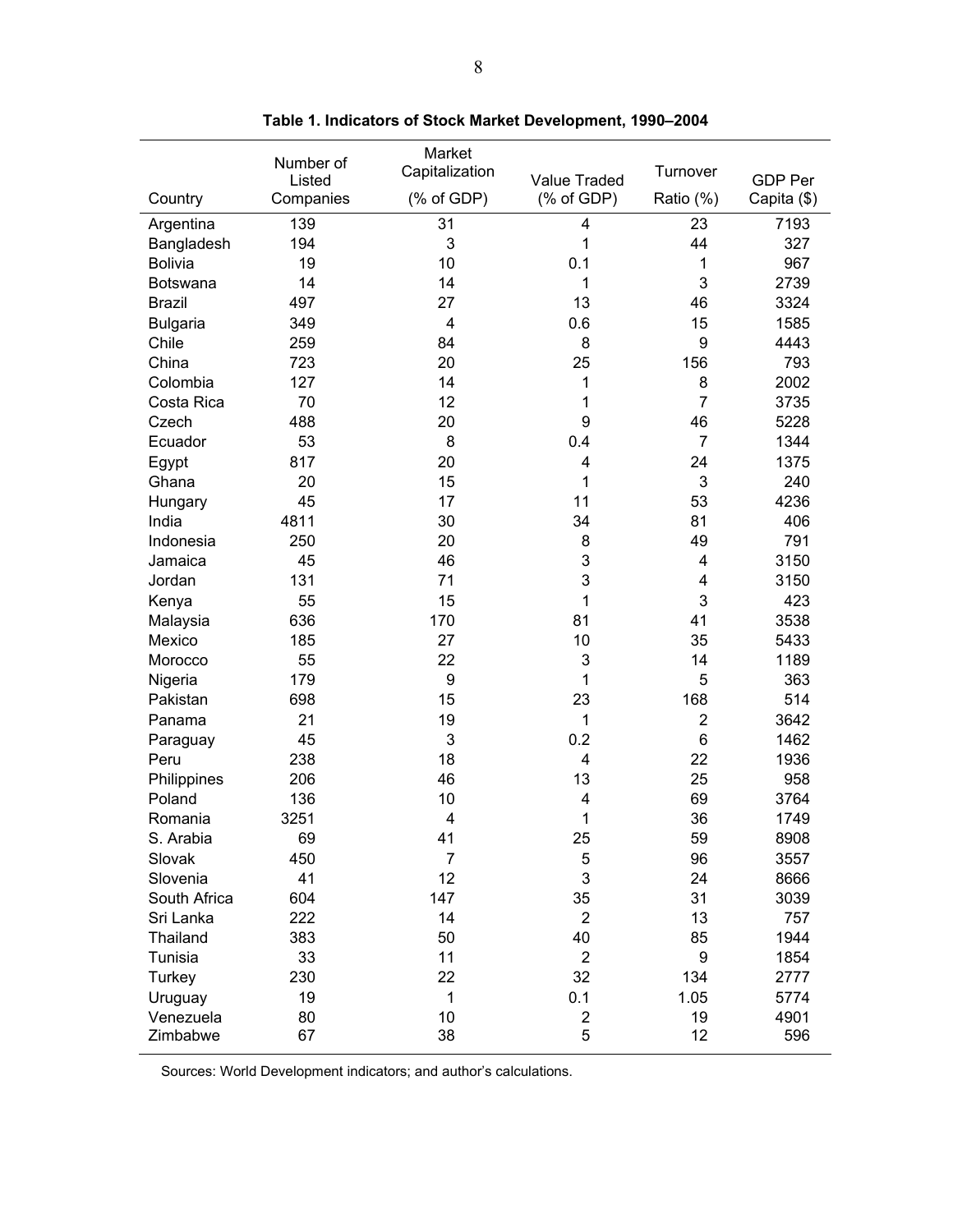**Table 1. Indicators of Stock Market Development, 1990–2004**

| Country | Number of Listed Companies | Market Capitalization (% of GDP) | Value Traded (% of GDP) | Turnover Ratio (%) | GDP Per Capita ($) |
|---|---|---|---|---|---|
| Argentina | 139 | 31 | 4 | 23 | 7193 |
| Bangladesh | 194 | 3 | 1 | 44 | 327 |
| Bolivia | 19 | 10 | 0.1 | 1 | 967 |
| Botswana | 14 | 14 | 1 | 3 | 2739 |
| Brazil | 497 | 27 | 13 | 46 | 3324 |
| Bulgaria | 349 | 4 | 0.6 | 15 | 1585 |
| Chile | 259 | 84 | 8 | 9 | 4443 |
| China | 723 | 20 | 25 | 156 | 793 |
| Colombia | 127 | 14 | 1 | 8 | 2002 |
| Costa Rica | 70 | 12 | 1 | 7 | 3735 |
| Czech | 488 | 20 | 9 | 46 | 5228 |
| Ecuador | 53 | 8 | 0.4 | 7 | 1344 |
| Egypt | 817 | 20 | 4 | 24 | 1375 |
| Ghana | 20 | 15 | 1 | 3 | 240 |
| Hungary | 45 | 17 | 11 | 53 | 4236 |
| India | 4811 | 30 | 34 | 81 | 406 |
| Indonesia | 250 | 20 | 8 | 49 | 791 |
| Jamaica | 45 | 46 | 3 | 4 | 3150 |
| Jordan | 131 | 71 | 3 | 4 | 3150 |
| Kenya | 55 | 15 | 1 | 3 | 423 |
| Malaysia | 636 | 170 | 81 | 41 | 3538 |
| Mexico | 185 | 27 | 10 | 35 | 5433 |
| Morocco | 55 | 22 | 3 | 14 | 1189 |
| Nigeria | 179 | 9 | 1 | 5 | 363 |
| Pakistan | 698 | 15 | 23 | 168 | 514 |
| Panama | 21 | 19 | 1 | 2 | 3642 |
| Paraguay | 45 | 3 | 0.2 | 6 | 1462 |
| Peru | 238 | 18 | 4 | 22 | 1936 |
| Philippines | 206 | 46 | 13 | 25 | 958 |
| Poland | 136 | 10 | 4 | 69 | 3764 |
| Romania | 3251 | 4 | 1 | 36 | 1749 |
| S. Arabia | 69 | 41 | 25 | 59 | 8908 |
| Slovak | 450 | 7 | 5 | 96 | 3557 |
| Slovenia | 41 | 12 | 3 | 24 | 8666 |
| South Africa | 604 | 147 | 35 | 31 | 3039 |
| Sri Lanka | 222 | 14 | 2 | 13 | 757 |
| Thailand | 383 | 50 | 40 | 85 | 1944 |
| Tunisia | 33 | 11 | 2 | 9 | 1854 |
| Turkey | 230 | 22 | 32 | 134 | 2777 |
| Uruguay | 19 | 1 | 0.1 | 1.05 | 5774 |
| Venezuela | 80 | 10 | 2 | 19 | 4901 |
| Zimbabwe | 67 | 38 | 5 | 12 | 596 |

Sources: World Development indicators; and author's calculations.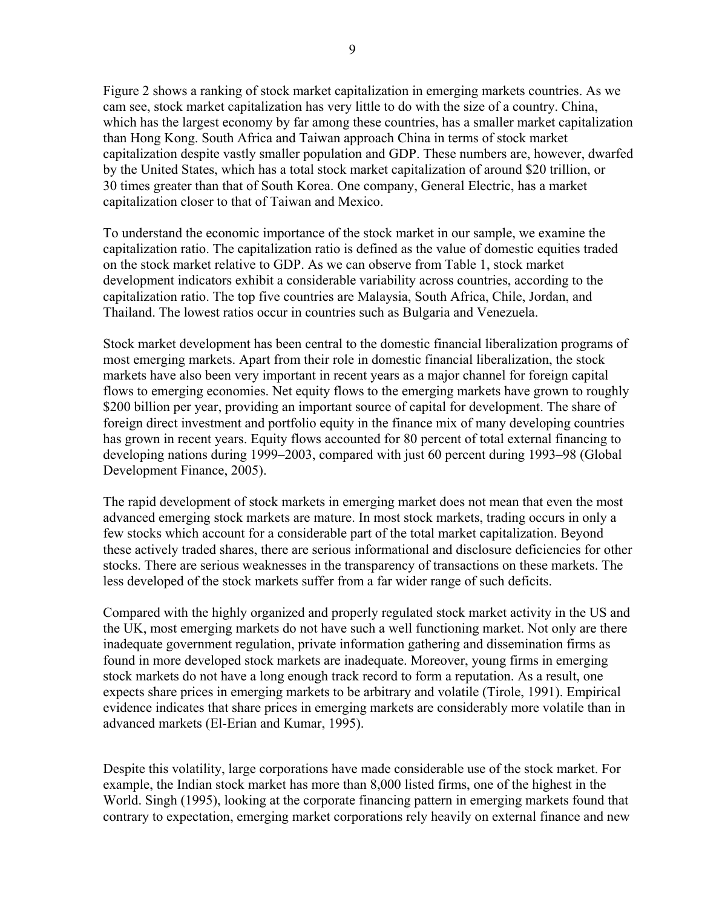Figure 2 shows a ranking of stock market capitalization in emerging markets countries. As we cam see, stock market capitalization has very little to do with the size of a country. China, which has the largest economy by far among these countries, has a smaller market capitalization than Hong Kong. South Africa and Taiwan approach China in terms of stock market capitalization despite vastly smaller population and GDP. These numbers are, however, dwarfed by the United States, which has a total stock market capitalization of around $20 trillion, or 30 times greater than that of South Korea. One company, General Electric, has a market capitalization closer to that of Taiwan and Mexico.

To understand the economic importance of the stock market in our sample, we examine the capitalization ratio. The capitalization ratio is defined as the value of domestic equities traded on the stock market relative to GDP. As we can observe from Table 1, stock market development indicators exhibit a considerable variability across countries, according to the capitalization ratio. The top five countries are Malaysia, South Africa, Chile, Jordan, and Thailand. The lowest ratios occur in countries such as Bulgaria and Venezuela.

Stock market development has been central to the domestic financial liberalization programs of most emerging markets. Apart from their role in domestic financial liberalization, the stock markets have also been very important in recent years as a major channel for foreign capital flows to emerging economies. Net equity flows to the emerging markets have grown to roughly $200 billion per year, providing an important source of capital for development. The share of foreign direct investment and portfolio equity in the finance mix of many developing countries has grown in recent years. Equity flows accounted for 80 percent of total external financing to developing nations during 1999–2003, compared with just 60 percent during 1993–98 (Global Development Finance, 2005).

The rapid development of stock markets in emerging market does not mean that even the most advanced emerging stock markets are mature. In most stock markets, trading occurs in only a few stocks which account for a considerable part of the total market capitalization. Beyond these actively traded shares, there are serious informational and disclosure deficiencies for other stocks. There are serious weaknesses in the transparency of transactions on these markets. The less developed of the stock markets suffer from a far wider range of such deficits.

Compared with the highly organized and properly regulated stock market activity in the US and the UK, most emerging markets do not have such a well functioning market. Not only are there inadequate government regulation, private information gathering and dissemination firms as found in more developed stock markets are inadequate. Moreover, young firms in emerging stock markets do not have a long enough track record to form a reputation. As a result, one expects share prices in emerging markets to be arbitrary and volatile (Tirole, 1991). Empirical evidence indicates that share prices in emerging markets are considerably more volatile than in advanced markets (El-Erian and Kumar, 1995).

Despite this volatility, large corporations have made considerable use of the stock market. For example, the Indian stock market has more than 8,000 listed firms, one of the highest in the World. Singh (1995), looking at the corporate financing pattern in emerging markets found that contrary to expectation, emerging market corporations rely heavily on external finance and new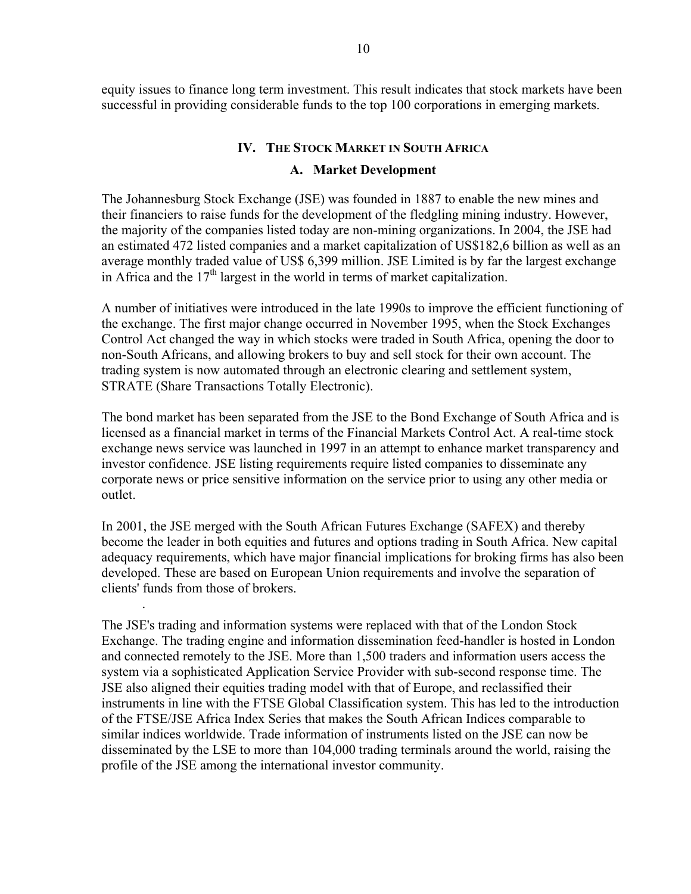equity issues to finance long term investment. This result indicates that stock markets have been successful in providing considerable funds to the top 100 corporations in emerging markets.

## IV. The Stock Market in South Africa

### A. Market Development

The Johannesburg Stock Exchange (JSE) was founded in 1887 to enable the new mines and their financiers to raise funds for the development of the fledgling mining industry. However, the majority of the companies listed today are non-mining organizations. In 2004, the JSE had an estimated 472 listed companies and a market capitalization of US$182,6 billion as well as an average monthly traded value of US$ 6,399 million. JSE Limited is by far the largest exchange in Africa and the 17th largest in the world in terms of market capitalization.

A number of initiatives were introduced in the late 1990s to improve the efficient functioning of the exchange. The first major change occurred in November 1995, when the Stock Exchanges Control Act changed the way in which stocks were traded in South Africa, opening the door to non-South Africans, and allowing brokers to buy and sell stock for their own account. The trading system is now automated through an electronic clearing and settlement system, STRATE (Share Transactions Totally Electronic).

The bond market has been separated from the JSE to the Bond Exchange of South Africa and is licensed as a financial market in terms of the Financial Markets Control Act. A real-time stock exchange news service was launched in 1997 in an attempt to enhance market transparency and investor confidence. JSE listing requirements require listed companies to disseminate any corporate news or price sensitive information on the service prior to using any other media or outlet.

In 2001, the JSE merged with the South African Futures Exchange (SAFEX) and thereby become the leader in both equities and futures and options trading in South Africa. New capital adequacy requirements, which have major financial implications for broking firms has also been developed. These are based on European Union requirements and involve the separation of clients' funds from those of brokers.

The JSE's trading and information systems were replaced with that of the London Stock Exchange. The trading engine and information dissemination feed-handler is hosted in London and connected remotely to the JSE. More than 1,500 traders and information users access the system via a sophisticated Application Service Provider with sub-second response time. The JSE also aligned their equities trading model with that of Europe, and reclassified their instruments in line with the FTSE Global Classification system. This has led to the introduction of the FTSE/JSE Africa Index Series that makes the South African Indices comparable to similar indices worldwide. Trade information of instruments listed on the JSE can now be disseminated by the LSE to more than 104,000 trading terminals around the world, raising the profile of the JSE among the international investor community.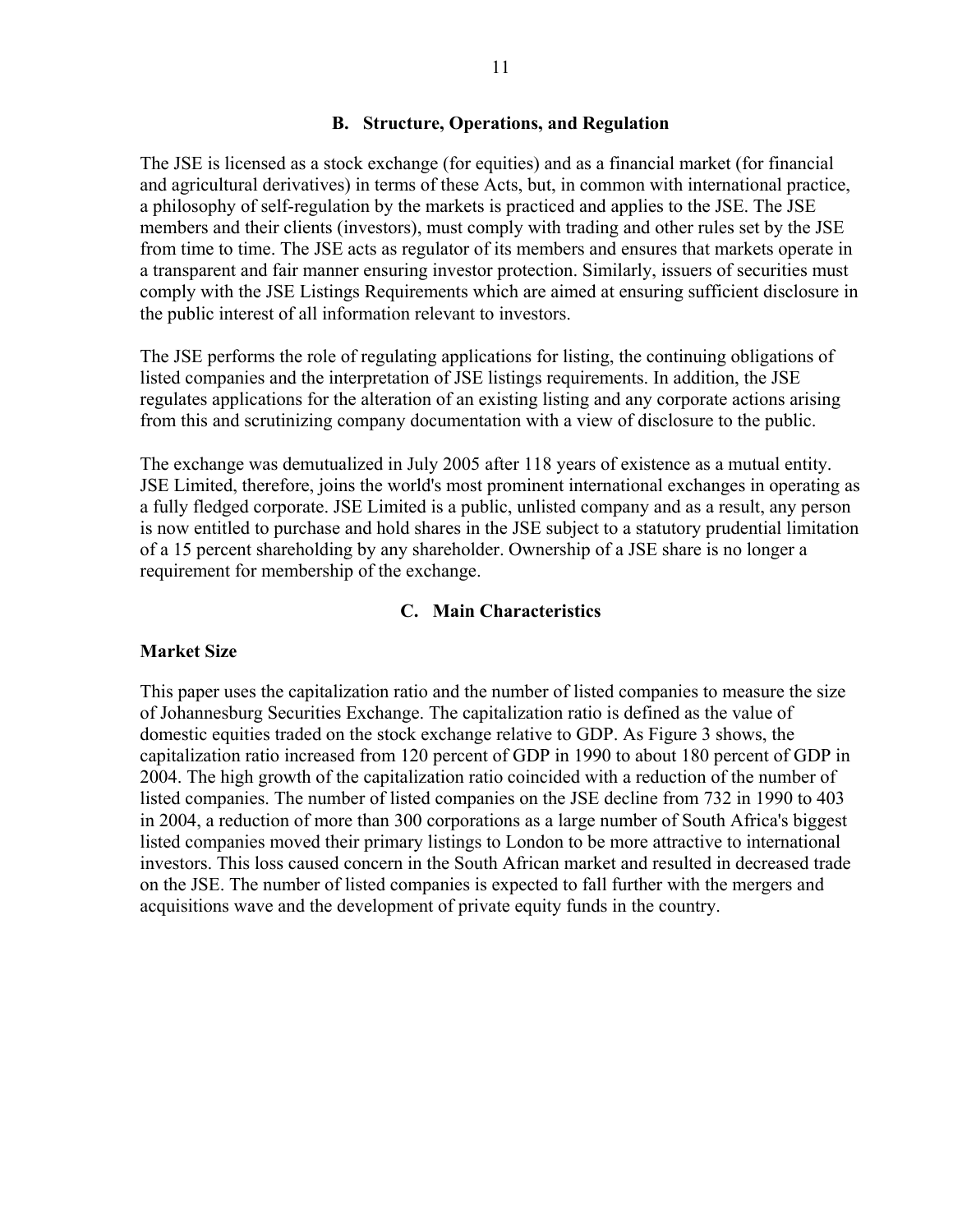## B. Structure, Operations, and Regulation

The JSE is licensed as a stock exchange (for equities) and as a financial market (for financial and agricultural derivatives) in terms of these Acts, but, in common with international practice, a philosophy of self-regulation by the markets is practiced and applies to the JSE. The JSE members and their clients (investors), must comply with trading and other rules set by the JSE from time to time. The JSE acts as regulator of its members and ensures that markets operate in a transparent and fair manner ensuring investor protection. Similarly, issuers of securities must comply with the JSE Listings Requirements which are aimed at ensuring sufficient disclosure in the public interest of all information relevant to investors.

The JSE performs the role of regulating applications for listing, the continuing obligations of listed companies and the interpretation of JSE listings requirements. In addition, the JSE regulates applications for the alteration of an existing listing and any corporate actions arising from this and scrutinizing company documentation with a view of disclosure to the public.

The exchange was demutualized in July 2005 after 118 years of existence as a mutual entity. JSE Limited, therefore, joins the world's most prominent international exchanges in operating as a fully fledged corporate. JSE Limited is a public, unlisted company and as a result, any person is now entitled to purchase and hold shares in the JSE subject to a statutory prudential limitation of a 15 percent shareholding by any shareholder. Ownership of a JSE share is no longer a requirement for membership of the exchange.

## C. Main Characteristics

**Market Size**

This paper uses the capitalization ratio and the number of listed companies to measure the size of Johannesburg Securities Exchange. The capitalization ratio is defined as the value of domestic equities traded on the stock exchange relative to GDP. As Figure 3 shows, the capitalization ratio increased from 120 percent of GDP in 1990 to about 180 percent of GDP in 2004. The high growth of the capitalization ratio coincided with a reduction of the number of listed companies. The number of listed companies on the JSE decline from 732 in 1990 to 403 in 2004, a reduction of more than 300 corporations as a large number of South Africa's biggest listed companies moved their primary listings to London to be more attractive to international investors. This loss caused concern in the South African market and resulted in decreased trade on the JSE. The number of listed companies is expected to fall further with the mergers and acquisitions wave and the development of private equity funds in the country.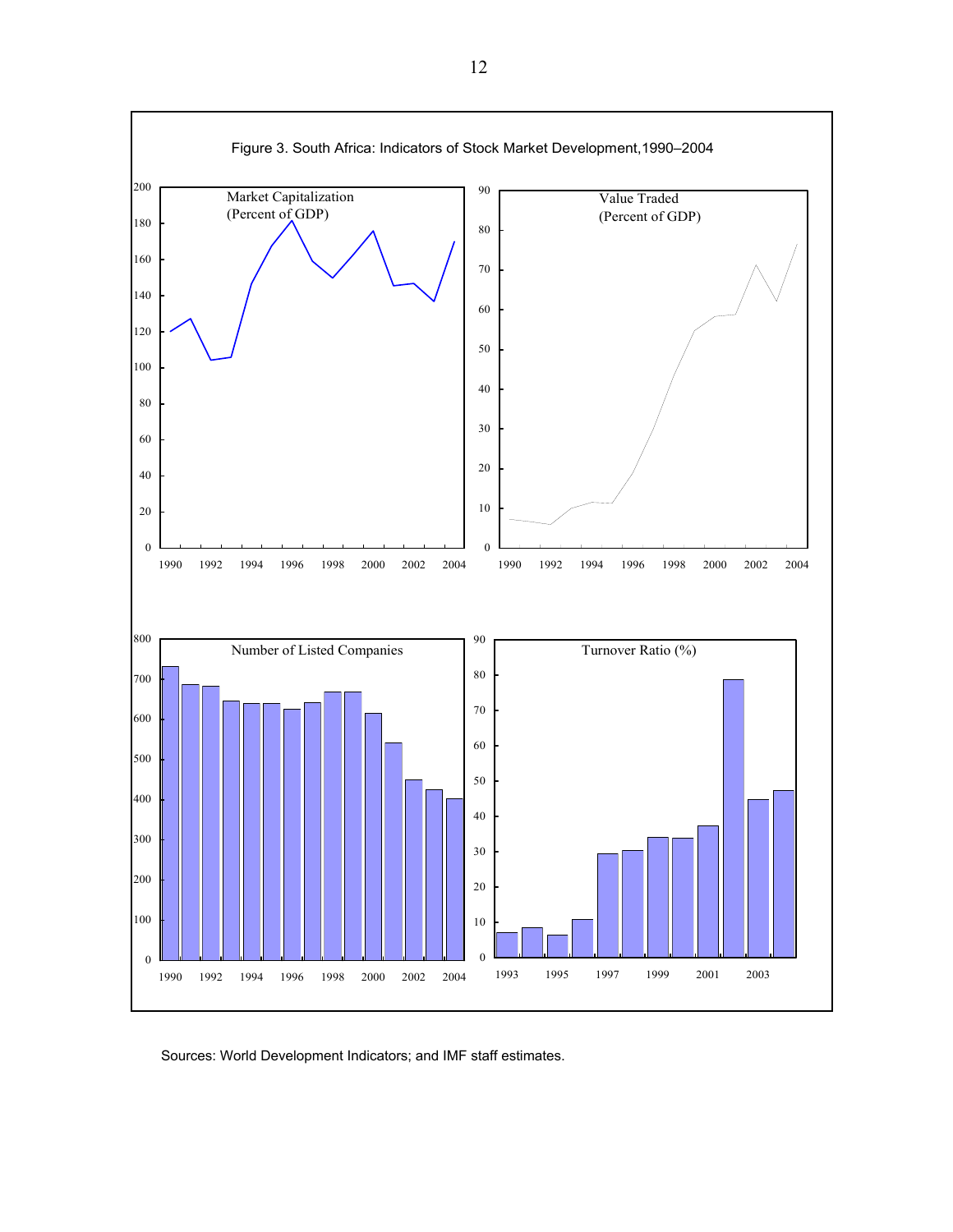Figure 3. South Africa: Indicators of Stock Market Development, 1990–2004

Sources: World Development Indicators; and IMF staff estimates.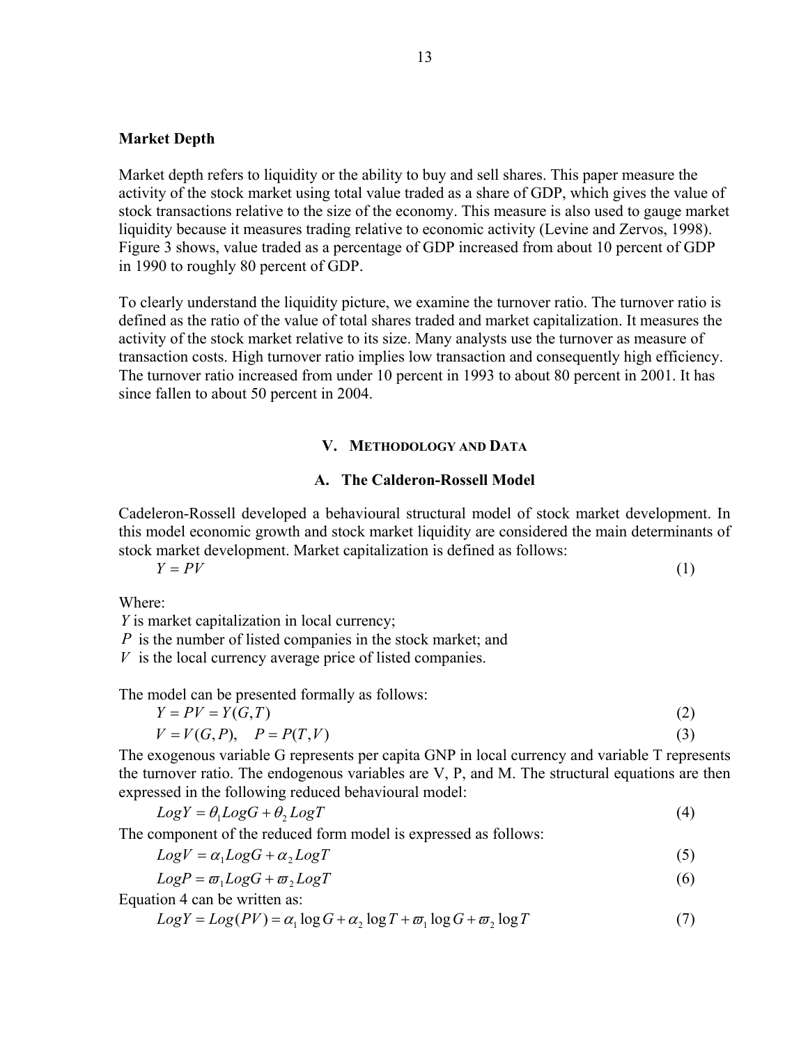### Market Depth

Market depth refers to liquidity or the ability to buy and sell shares. This paper measure the activity of the stock market using total value traded as a share of GDP, which gives the value of stock transactions relative to the size of the economy. This measure is also used to gauge market liquidity because it measures trading relative to economic activity (Levine and Zervos, 1998). Figure 3 shows, value traded as a percentage of GDP increased from about 10 percent of GDP in 1990 to roughly 80 percent of GDP.

To clearly understand the liquidity picture, we examine the turnover ratio. The turnover ratio is defined as the ratio of the value of total shares traded and market capitalization. It measures the activity of the stock market relative to its size. Many analysts use the turnover as measure of transaction costs. High turnover ratio implies low transaction and consequently high efficiency. The turnover ratio increased from under 10 percent in 1993 to about 80 percent in 2001. It has since fallen to about 50 percent in 2004.

## V. Methodology and Data

### A. The Calderon-Rossell Model

Cadeleron-Rossell developed a behavioural structural model of stock market development. In this model economic growth and stock market liquidity are considered the main determinants of stock market development. Market capitalization is defined as follows:

$$Y = PV \tag{1}$$

Where:
$Y$ is market capitalization in local currency;
$P$ is the number of listed companies in the stock market; and
$V$ is the local currency average price of listed companies.

The model can be presented formally as follows:

$$Y = PV = Y(G,T) \tag{2}$$

$$V = V(G,P), \quad P = P(T,V) \tag{3}$$

The exogenous variable G represents per capita GNP in local currency and variable T represents the turnover ratio. The endogenous variables are V, P, and M. The structural equations are then expressed in the following reduced behavioural model:

$$LogY = \theta_1 LogG + \theta_2 LogT \tag{4}$$

The component of the reduced form model is expressed as follows:

$$LogV = \alpha_1 LogG + \alpha_2 LogT \tag{5}$$

$$LogP = \varpi_1 LogG + \varpi_2 LogT \tag{6}$$

Equation 4 can be written as:

$$LogY = Log(PV) = \alpha_1 \log G + \alpha_2 \log T + \varpi_1 \log G + \varpi_2 \log T \tag{7}$$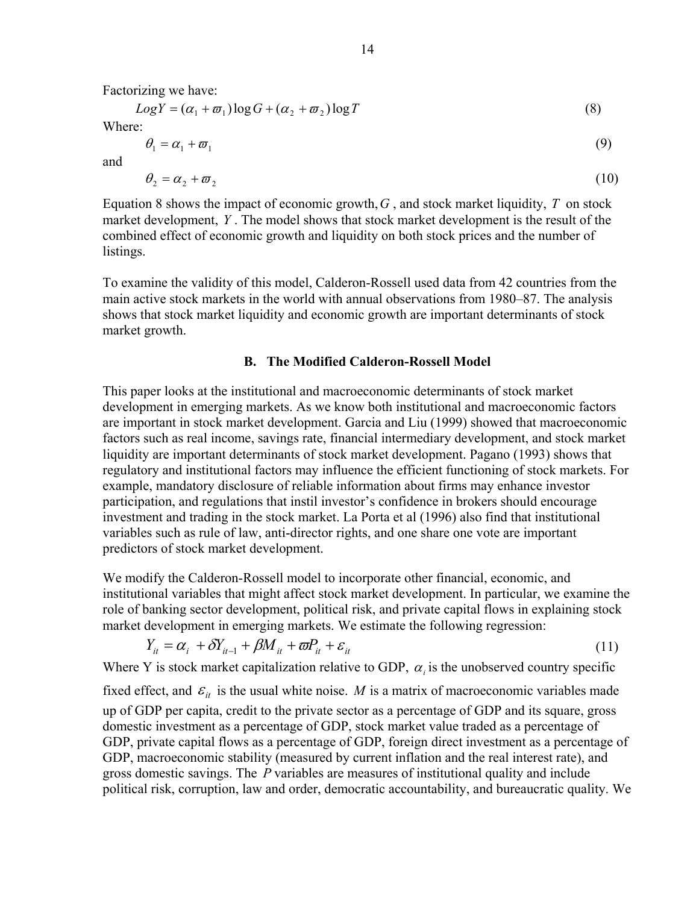Factorizing we have:

$$LogY = (\alpha_1 + \varpi_1)\log G + (\alpha_2 + \varpi_2)\log T \tag{8}$$

Where:

$$\theta_1 = \alpha_1 + \varpi_1 \tag{9}$$

and

$$\theta_2 = \alpha_2 + \varpi_2 \tag{10}$$

Equation 8 shows the impact of economic growth, $G$, and stock market liquidity, $T$ on stock market development, $Y$. The model shows that stock market development is the result of the combined effect of economic growth and liquidity on both stock prices and the number of listings.

To examine the validity of this model, Calderon-Rossell used data from 42 countries from the main active stock markets in the world with annual observations from 1980–87. The analysis shows that stock market liquidity and economic growth are important determinants of stock market growth.

### B. The Modified Calderon-Rossell Model

This paper looks at the institutional and macroeconomic determinants of stock market development in emerging markets. As we know both institutional and macroeconomic factors are important in stock market development. Garcia and Liu (1999) showed that macroeconomic factors such as real income, savings rate, financial intermediary development, and stock market liquidity are important determinants of stock market development. Pagano (1993) shows that regulatory and institutional factors may influence the efficient functioning of stock markets. For example, mandatory disclosure of reliable information about firms may enhance investor participation, and regulations that instil investor's confidence in brokers should encourage investment and trading in the stock market. La Porta et al (1996) also find that institutional variables such as rule of law, anti-director rights, and one share one vote are important predictors of stock market development.

We modify the Calderon-Rossell model to incorporate other financial, economic, and institutional variables that might affect stock market development. In particular, we examine the role of banking sector development, political risk, and private capital flows in explaining stock market development in emerging markets. We estimate the following regression:

$$Y_{it} = \alpha_i + \delta Y_{it-1} + \beta M_{it} + \varpi P_{it} + \varepsilon_{it} \tag{11}$$

Where Y is stock market capitalization relative to GDP, $\alpha_i$ is the unobserved country specific fixed effect, and $\varepsilon_{it}$ is the usual white noise. $M$ is a matrix of macroeconomic variables made up of GDP per capita, credit to the private sector as a percentage of GDP and its square, gross domestic investment as a percentage of GDP, stock market value traded as a percentage of GDP, private capital flows as a percentage of GDP, foreign direct investment as a percentage of GDP, macroeconomic stability (measured by current inflation and the real interest rate), and gross domestic savings. The $P$ variables are measures of institutional quality and include political risk, corruption, law and order, democratic accountability, and bureaucratic quality. We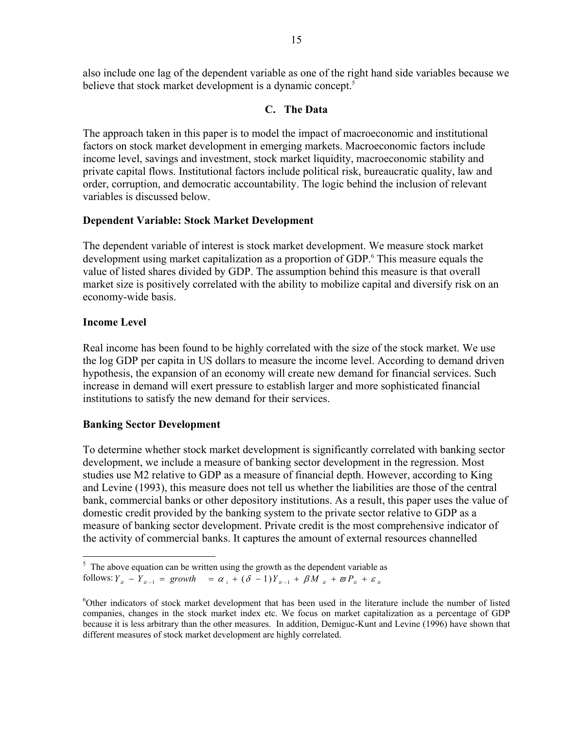also include one lag of the dependent variable as one of the right hand side variables because we believe that stock market development is a dynamic concept.[5]

### C. The Data

The approach taken in this paper is to model the impact of macroeconomic and institutional factors on stock market development in emerging markets. Macroeconomic factors include income level, savings and investment, stock market liquidity, macroeconomic stability and private capital flows. Institutional factors include political risk, bureaucratic quality, law and order, corruption, and democratic accountability. The logic behind the inclusion of relevant variables is discussed below.

**Dependent Variable: Stock Market Development**

The dependent variable of interest is stock market development. We measure stock market development using market capitalization as a proportion of GDP.[6] This measure equals the value of listed shares divided by GDP. The assumption behind this measure is that overall market size is positively correlated with the ability to mobilize capital and diversify risk on an economy-wide basis.

**Income Level**

Real income has been found to be highly correlated with the size of the stock market. We use the log GDP per capita in US dollars to measure the income level. According to demand driven hypothesis, the expansion of an economy will create new demand for financial services. Such increase in demand will exert pressure to establish larger and more sophisticated financial institutions to satisfy the new demand for their services.

**Banking Sector Development**

To determine whether stock market development is significantly correlated with banking sector development, we include a measure of banking sector development in the regression. Most studies use M2 relative to GDP as a measure of financial depth. However, according to King and Levine (1993), this measure does not tell us whether the liabilities are those of the central bank, commercial banks or other depository institutions. As a result, this paper uses the value of domestic credit provided by the banking system to the private sector relative to GDP as a measure of banking sector development. Private credit is the most comprehensive indicator of the activity of commercial banks. It captures the amount of external resources channelled

---

[5] The above equation can be written using the growth as the dependent variable as follows: $Y_{it} - Y_{it-1} = growth \;\; = \alpha_i + (\delta - 1)Y_{it-1} + \beta M_{it} + \varpi P_{it} + \varepsilon_{it}$

[6] Other indicators of stock market development that has been used in the literature include the number of listed companies, changes in the stock market index etc. We focus on market capitalization as a percentage of GDP because it is less arbitrary than the other measures. In addition, Demiguc-Kunt and Levine (1996) have shown that different measures of stock market development are highly correlated.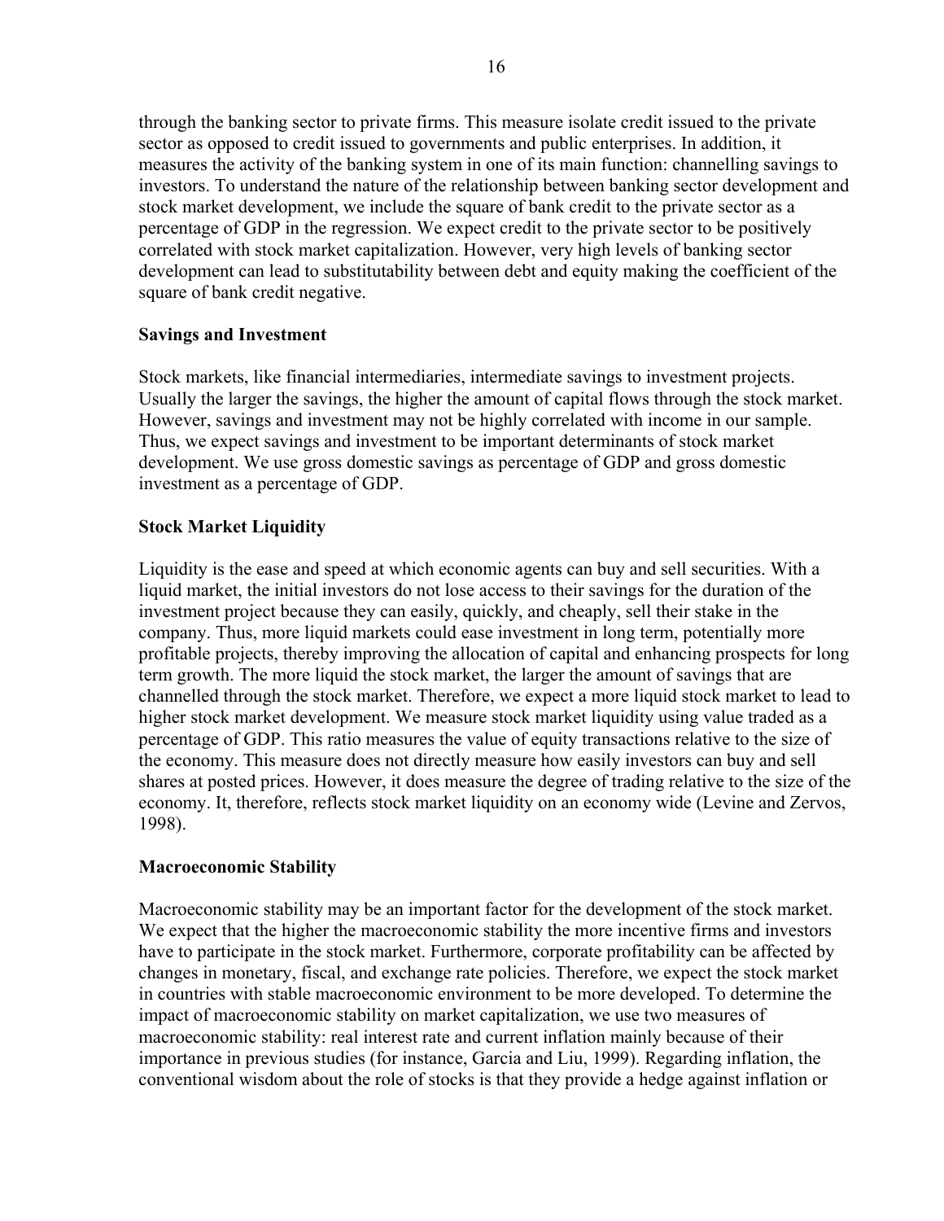through the banking sector to private firms. This measure isolate credit issued to the private sector as opposed to credit issued to governments and public enterprises. In addition, it measures the activity of the banking system in one of its main function: channelling savings to investors. To understand the nature of the relationship between banking sector development and stock market development, we include the square of bank credit to the private sector as a percentage of GDP in the regression. We expect credit to the private sector to be positively correlated with stock market capitalization. However, very high levels of banking sector development can lead to substitutability between debt and equity making the coefficient of the square of bank credit negative.

**Savings and Investment**

Stock markets, like financial intermediaries, intermediate savings to investment projects. Usually the larger the savings, the higher the amount of capital flows through the stock market. However, savings and investment may not be highly correlated with income in our sample. Thus, we expect savings and investment to be important determinants of stock market development. We use gross domestic savings as percentage of GDP and gross domestic investment as a percentage of GDP.

**Stock Market Liquidity**

Liquidity is the ease and speed at which economic agents can buy and sell securities. With a liquid market, the initial investors do not lose access to their savings for the duration of the investment project because they can easily, quickly, and cheaply, sell their stake in the company. Thus, more liquid markets could ease investment in long term, potentially more profitable projects, thereby improving the allocation of capital and enhancing prospects for long term growth. The more liquid the stock market, the larger the amount of savings that are channelled through the stock market. Therefore, we expect a more liquid stock market to lead to higher stock market development. We measure stock market liquidity using value traded as a percentage of GDP. This ratio measures the value of equity transactions relative to the size of the economy. This measure does not directly measure how easily investors can buy and sell shares at posted prices. However, it does measure the degree of trading relative to the size of the economy. It, therefore, reflects stock market liquidity on an economy wide (Levine and Zervos, 1998).

**Macroeconomic Stability**

Macroeconomic stability may be an important factor for the development of the stock market. We expect that the higher the macroeconomic stability the more incentive firms and investors have to participate in the stock market. Furthermore, corporate profitability can be affected by changes in monetary, fiscal, and exchange rate policies. Therefore, we expect the stock market in countries with stable macroeconomic environment to be more developed. To determine the impact of macroeconomic stability on market capitalization, we use two measures of macroeconomic stability: real interest rate and current inflation mainly because of their importance in previous studies (for instance, Garcia and Liu, 1999). Regarding inflation, the conventional wisdom about the role of stocks is that they provide a hedge against inflation or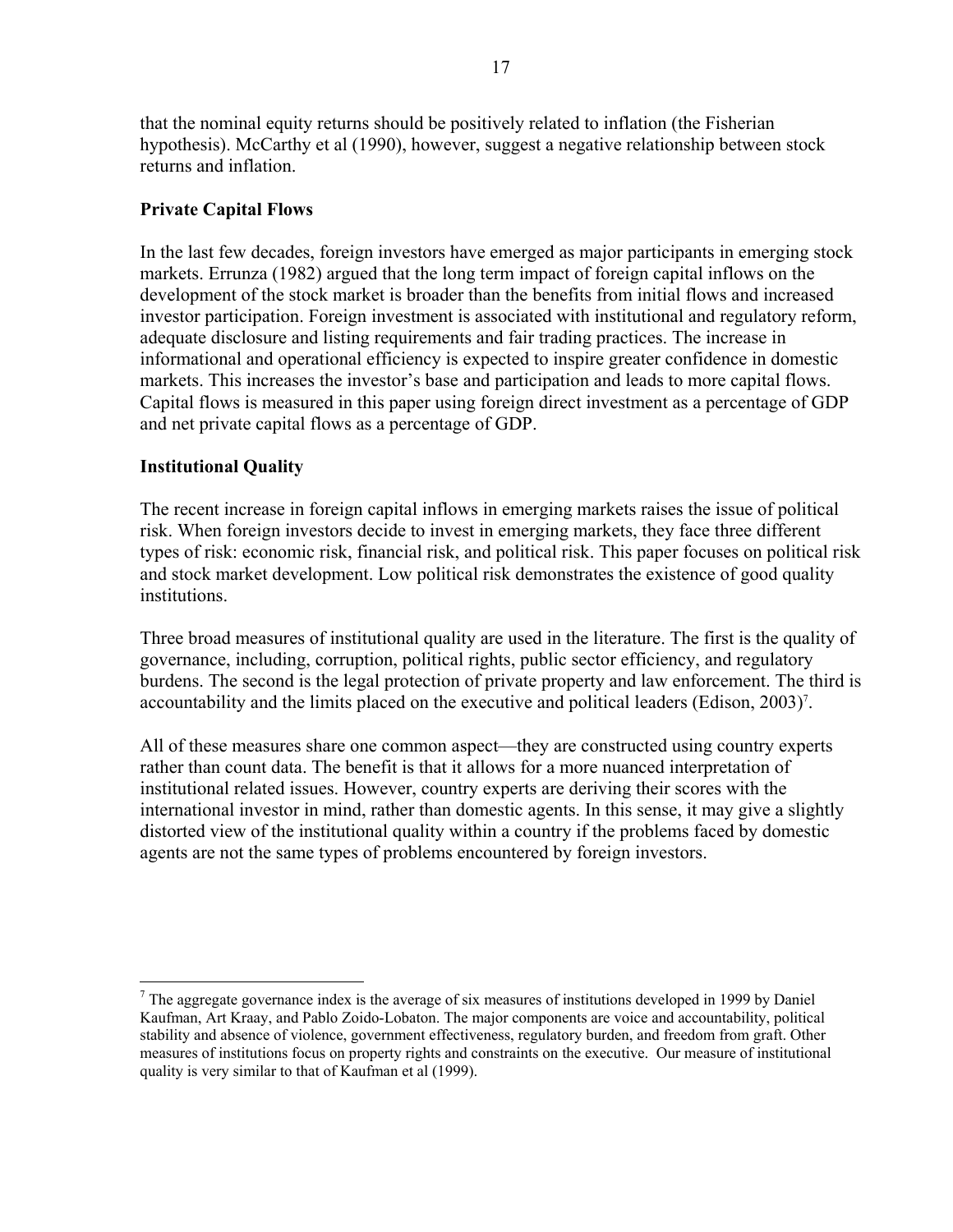that the nominal equity returns should be positively related to inflation (the Fisherian hypothesis). McCarthy et al (1990), however, suggest a negative relationship between stock returns and inflation.

**Private Capital Flows**

In the last few decades, foreign investors have emerged as major participants in emerging stock markets. Errunza (1982) argued that the long term impact of foreign capital inflows on the development of the stock market is broader than the benefits from initial flows and increased investor participation. Foreign investment is associated with institutional and regulatory reform, adequate disclosure and listing requirements and fair trading practices. The increase in informational and operational efficiency is expected to inspire greater confidence in domestic markets. This increases the investor's base and participation and leads to more capital flows. Capital flows is measured in this paper using foreign direct investment as a percentage of GDP and net private capital flows as a percentage of GDP.

**Institutional Quality**

The recent increase in foreign capital inflows in emerging markets raises the issue of political risk. When foreign investors decide to invest in emerging markets, they face three different types of risk: economic risk, financial risk, and political risk. This paper focuses on political risk and stock market development. Low political risk demonstrates the existence of good quality institutions.

Three broad measures of institutional quality are used in the literature. The first is the quality of governance, including, corruption, political rights, public sector efficiency, and regulatory burdens. The second is the legal protection of private property and law enforcement. The third is accountability and the limits placed on the executive and political leaders (Edison, 2003)[7].

All of these measures share one common aspect—they are constructed using country experts rather than count data. The benefit is that it allows for a more nuanced interpretation of institutional related issues. However, country experts are deriving their scores with the international investor in mind, rather than domestic agents. In this sense, it may give a slightly distorted view of the institutional quality within a country if the problems faced by domestic agents are not the same types of problems encountered by foreign investors.

---

[7] The aggregate governance index is the average of six measures of institutions developed in 1999 by Daniel Kaufman, Art Kraay, and Pablo Zoido-Lobaton. The major components are voice and accountability, political stability and absence of violence, government effectiveness, regulatory burden, and freedom from graft. Other measures of institutions focus on property rights and constraints on the executive. Our measure of institutional quality is very similar to that of Kaufman et al (1999).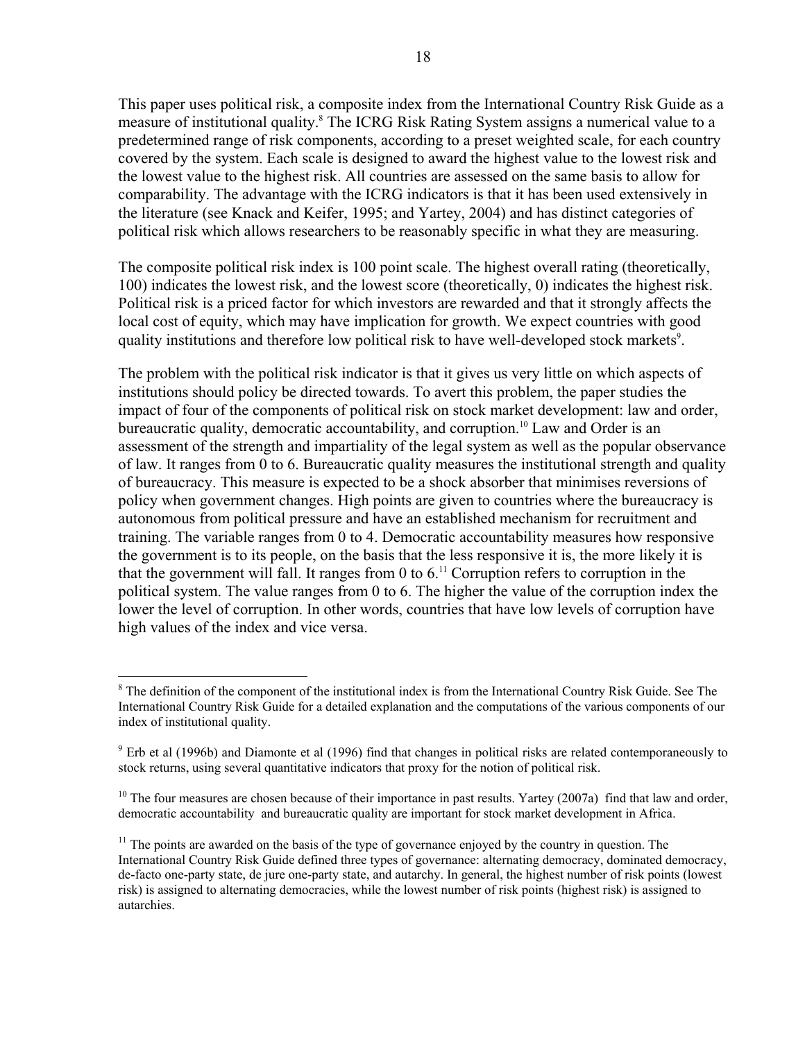This paper uses political risk, a composite index from the International Country Risk Guide as a measure of institutional quality.[8] The ICRG Risk Rating System assigns a numerical value to a predetermined range of risk components, according to a preset weighted scale, for each country covered by the system. Each scale is designed to award the highest value to the lowest risk and the lowest value to the highest risk. All countries are assessed on the same basis to allow for comparability. The advantage with the ICRG indicators is that it has been used extensively in the literature (see Knack and Keifer, 1995; and Yartey, 2004) and has distinct categories of political risk which allows researchers to be reasonably specific in what they are measuring.

The composite political risk index is 100 point scale. The highest overall rating (theoretically, 100) indicates the lowest risk, and the lowest score (theoretically, 0) indicates the highest risk. Political risk is a priced factor for which investors are rewarded and that it strongly affects the local cost of equity, which may have implication for growth. We expect countries with good quality institutions and therefore low political risk to have well-developed stock markets[9].

The problem with the political risk indicator is that it gives us very little on which aspects of institutions should policy be directed towards. To avert this problem, the paper studies the impact of four of the components of political risk on stock market development: law and order, bureaucratic quality, democratic accountability, and corruption.[10] Law and Order is an assessment of the strength and impartiality of the legal system as well as the popular observance of law. It ranges from 0 to 6. Bureaucratic quality measures the institutional strength and quality of bureaucracy. This measure is expected to be a shock absorber that minimises reversions of policy when government changes. High points are given to countries where the bureaucracy is autonomous from political pressure and have an established mechanism for recruitment and training. The variable ranges from 0 to 4. Democratic accountability measures how responsive the government is to its people, on the basis that the less responsive it is, the more likely it is that the government will fall. It ranges from 0 to 6.[11] Corruption refers to corruption in the political system. The value ranges from 0 to 6. The higher the value of the corruption index the lower the level of corruption. In other words, countries that have low levels of corruption have high values of the index and vice versa.

---

[8] The definition of the component of the institutional index is from the International Country Risk Guide. See The International Country Risk Guide for a detailed explanation and the computations of the various components of our index of institutional quality.

[9] Erb et al (1996b) and Diamonte et al (1996) find that changes in political risks are related contemporaneously to stock returns, using several quantitative indicators that proxy for the notion of political risk.

[10] The four measures are chosen because of their importance in past results. Yartey (2007a) find that law and order, democratic accountability and bureaucratic quality are important for stock market development in Africa.

[11] The points are awarded on the basis of the type of governance enjoyed by the country in question. The International Country Risk Guide defined three types of governance: alternating democracy, dominated democracy, de-facto one-party state, de jure one-party state, and autarchy. In general, the highest number of risk points (lowest risk) is assigned to alternating democracies, while the lowest number of risk points (highest risk) is assigned to autarchies.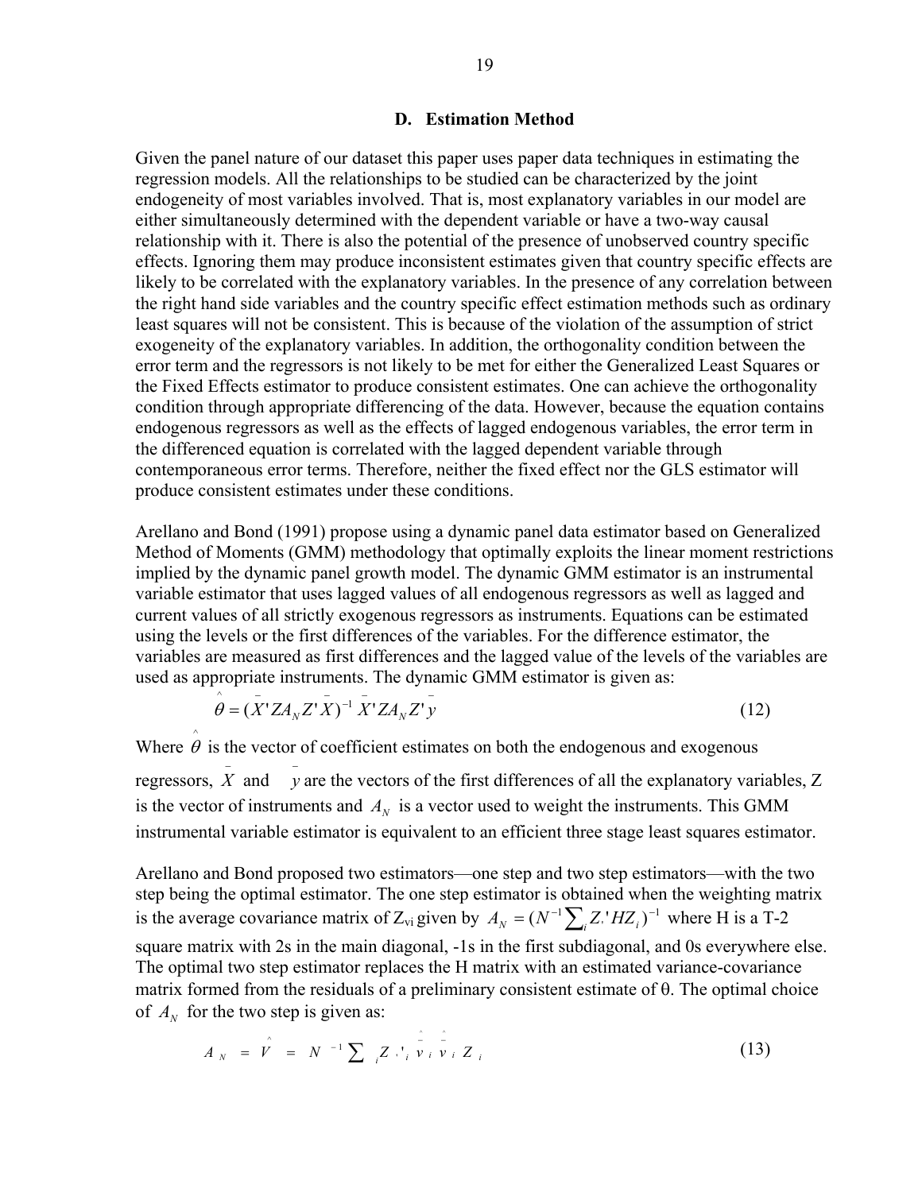### D. Estimation Method

Given the panel nature of our dataset this paper uses paper data techniques in estimating the regression models. All the relationships to be studied can be characterized by the joint endogeneity of most variables involved. That is, most explanatory variables in our model are either simultaneously determined with the dependent variable or have a two-way causal relationship with it. There is also the potential of the presence of unobserved country specific effects. Ignoring them may produce inconsistent estimates given that country specific effects are likely to be correlated with the explanatory variables. In the presence of any correlation between the right hand side variables and the country specific effect estimation methods such as ordinary least squares will not be consistent. This is because of the violation of the assumption of strict exogeneity of the explanatory variables. In addition, the orthogonality condition between the error term and the regressors is not likely to be met for either the Generalized Least Squares or the Fixed Effects estimator to produce consistent estimates. One can achieve the orthogonality condition through appropriate differencing of the data. However, because the equation contains endogenous regressors as well as the effects of lagged endogenous variables, the error term in the differenced equation is correlated with the lagged dependent variable through contemporaneous error terms. Therefore, neither the fixed effect nor the GLS estimator will produce consistent estimates under these conditions.

Arellano and Bond (1991) propose using a dynamic panel data estimator based on Generalized Method of Moments (GMM) methodology that optimally exploits the linear moment restrictions implied by the dynamic panel growth model. The dynamic GMM estimator is an instrumental variable estimator that uses lagged values of all endogenous regressors as well as lagged and current values of all strictly exogenous regressors as instruments. Equations can be estimated using the levels or the first differences of the variables. For the difference estimator, the variables are measured as first differences and the lagged value of the levels of the variables are used as appropriate instruments. The dynamic GMM estimator is given as:

$$\hat{\theta} = (\bar{X}' Z A_N Z' \bar{X})^{-1} \bar{X}' Z A_N Z' \bar{y} \tag{12}$$

Where $\hat{\theta}$ is the vector of coefficient estimates on both the endogenous and exogenous regressors, $\bar{X}$ and $\bar{y}$ are the vectors of the first differences of all the explanatory variables, Z is the vector of instruments and $A_N$ is a vector used to weight the instruments. This GMM instrumental variable estimator is equivalent to an efficient three stage least squares estimator.

Arellano and Bond proposed two estimators—one step and two step estimators—with the two step being the optimal estimator. The one step estimator is obtained when the weighting matrix is the average covariance matrix of $Z_{vi}$ given by $A_N = (N^{-1} \sum_i Z_i' H Z_i)^{-1}$ where H is a T-2 square matrix with 2s in the main diagonal, -1s in the first subdiagonal, and 0s everywhere else. The optimal two step estimator replaces the H matrix with an estimated variance-covariance matrix formed from the residuals of a preliminary consistent estimate of θ. The optimal choice of $A_N$ for the two step is given as:

$$A_N = \hat{V} = N^{-1} \sum_i Z_i' \hat{\bar{v}}_i \hat{\bar{v}}_i Z_i \tag{13}$$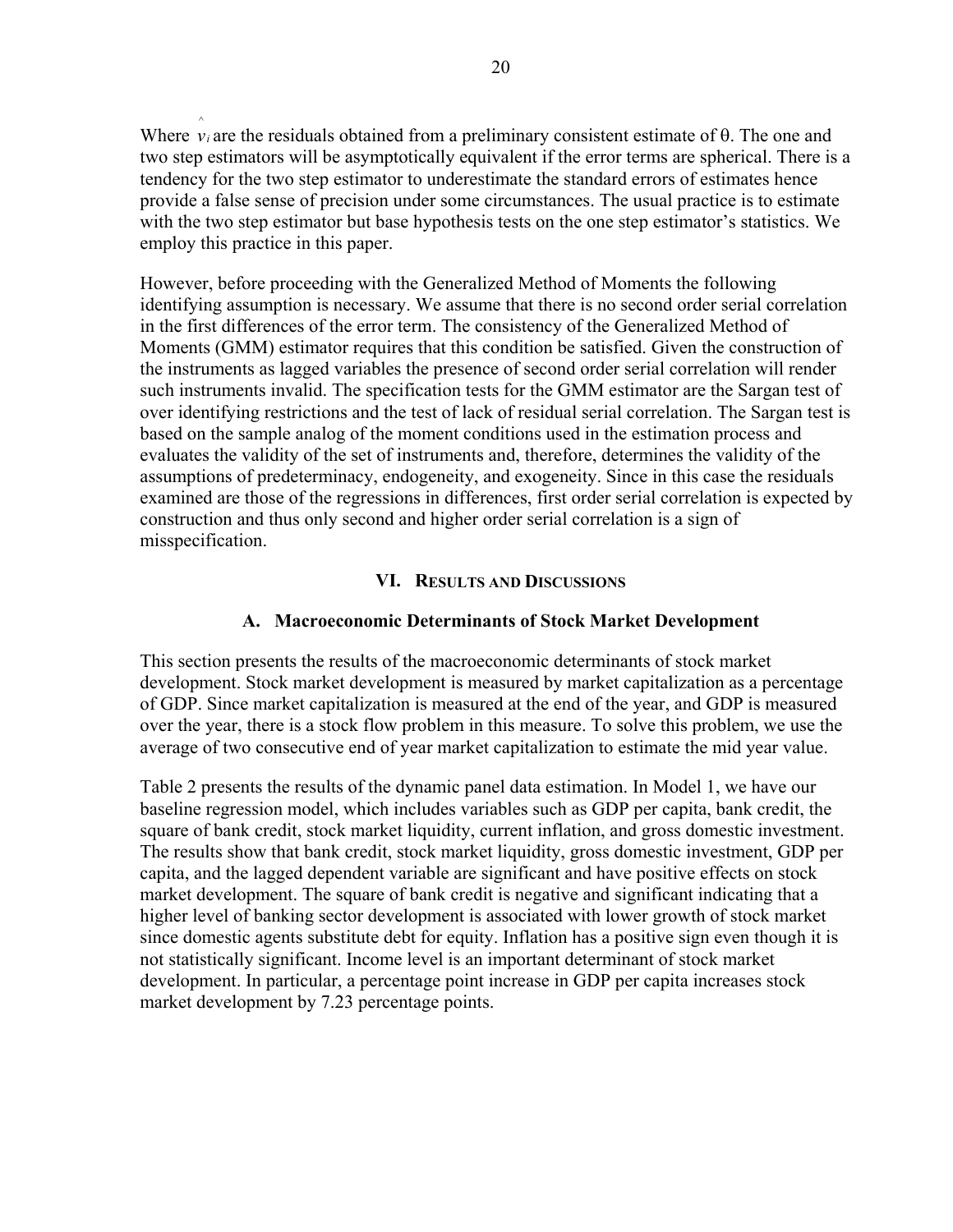Where $\hat{v}_i$ are the residuals obtained from a preliminary consistent estimate of θ. The one and two step estimators will be asymptotically equivalent if the error terms are spherical. There is a tendency for the two step estimator to underestimate the standard errors of estimates hence provide a false sense of precision under some circumstances. The usual practice is to estimate with the two step estimator but base hypothesis tests on the one step estimator's statistics. We employ this practice in this paper.

However, before proceeding with the Generalized Method of Moments the following identifying assumption is necessary. We assume that there is no second order serial correlation in the first differences of the error term. The consistency of the Generalized Method of Moments (GMM) estimator requires that this condition be satisfied. Given the construction of the instruments as lagged variables the presence of second order serial correlation will render such instruments invalid. The specification tests for the GMM estimator are the Sargan test of over identifying restrictions and the test of lack of residual serial correlation. The Sargan test is based on the sample analog of the moment conditions used in the estimation process and evaluates the validity of the set of instruments and, therefore, determines the validity of the assumptions of predeterminacy, endogeneity, and exogeneity. Since in this case the residuals examined are those of the regressions in differences, first order serial correlation is expected by construction and thus only second and higher order serial correlation is a sign of misspecification.

## VI. Results and Discussions

### A. Macroeconomic Determinants of Stock Market Development

This section presents the results of the macroeconomic determinants of stock market development. Stock market development is measured by market capitalization as a percentage of GDP. Since market capitalization is measured at the end of the year, and GDP is measured over the year, there is a stock flow problem in this measure. To solve this problem, we use the average of two consecutive end of year market capitalization to estimate the mid year value.

Table 2 presents the results of the dynamic panel data estimation. In Model 1, we have our baseline regression model, which includes variables such as GDP per capita, bank credit, the square of bank credit, stock market liquidity, current inflation, and gross domestic investment. The results show that bank credit, stock market liquidity, gross domestic investment, GDP per capita, and the lagged dependent variable are significant and have positive effects on stock market development. The square of bank credit is negative and significant indicating that a higher level of banking sector development is associated with lower growth of stock market since domestic agents substitute debt for equity. Inflation has a positive sign even though it is not statistically significant. Income level is an important determinant of stock market development. In particular, a percentage point increase in GDP per capita increases stock market development by 7.23 percentage points.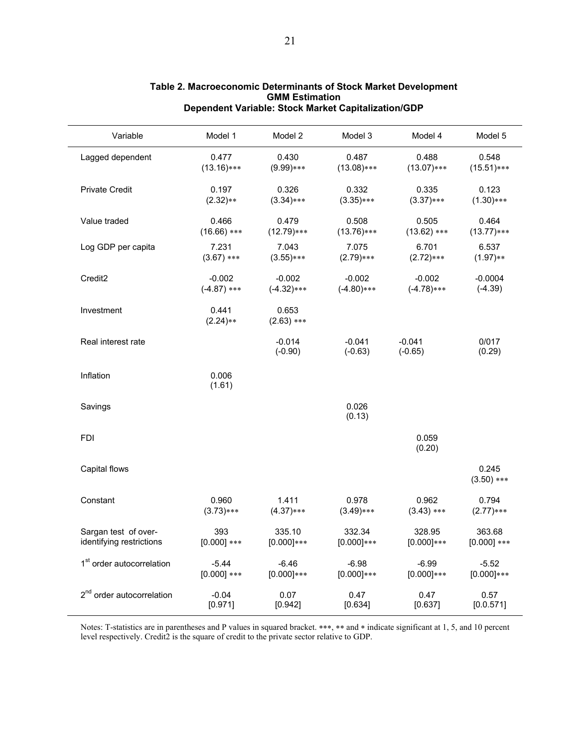**Table 2. Macroeconomic Determinants of Stock Market Development**
**GMM Estimation**
**Dependent Variable: Stock Market Capitalization/GDP**

| Variable | Model 1 | Model 2 | Model 3 | Model 4 | Model 5 |
|---|---|---|---|---|---|
| Lagged dependent | 0.477<br>(13.16)*** | 0.430<br>(9.99)*** | 0.487<br>(13.08)*** | 0.488<br>(13.07)*** | 0.548<br>(15.51)*** |
| Private Credit | 0.197<br>(2.32)** | 0.326<br>(3.34)*** | 0.332<br>(3.35)*** | 0.335<br>(3.37)*** | 0.123<br>(1.30)*** |
| Value traded | 0.466<br>(16.66) *** | 0.479<br>(12.79)*** | 0.508<br>(13.76)*** | 0.505<br>(13.62) *** | 0.464<br>(13.77)*** |
| Log GDP per capita | 7.231<br>(3.67) *** | 7.043<br>(3.55)*** | 7.075<br>(2.79)*** | 6.701<br>(2.72)*** | 6.537<br>(1.97)** |
| Credit2 | -0.002<br>(-4.87) *** | -0.002<br>(-4.32)*** | -0.002<br>(-4.80)*** | -0.002<br>(-4.78)*** | -0.0004<br>(-4.39) |
| Investment | 0.441<br>(2.24)** | 0.653<br>(2.63) *** | | | |
| Real interest rate | | -0.014<br>(-0.90) | -0.041<br>(-0.63) | -0.041<br>(-0.65) | 0/017<br>(0.29) |
| Inflation | 0.006<br>(1.61) | | | | |
| Savings | | | 0.026<br>(0.13) | | |
| FDI | | | | 0.059<br>(0.20) | |
| Capital flows | | | | | 0.245<br>(3.50) *** |
| Constant | 0.960<br>(3.73)*** | 1.411<br>(4.37)*** | 0.978<br>(3.49)*** | 0.962<br>(3.43) *** | 0.794<br>(2.77)*** |
| Sargan test of over-identifying restrictions | 393<br>[0.000] *** | 335.10<br>[0.000]*** | 332.34<br>[0.000]*** | 328.95<br>[0.000]*** | 363.68<br>[0.000] *** |
| 1st order autocorrelation | -5.44<br>[0.000] *** | -6.46<br>[0.000]*** | -6.98<br>[0.000]*** | -6.99<br>[0.000]*** | -5.52<br>[0.000]*** |
| 2nd order autocorrelation | -0.04<br>[0.971] | 0.07<br>[0.942] | 0.47<br>[0.634] | 0.47<br>[0.637] | 0.57<br>[0.0.571] |

Notes: T-statistics are in parentheses and P values in squared bracket. ***, ** and * indicate significant at 1, 5, and 10 percent level respectively. Credit2 is the square of credit to the private sector relative to GDP.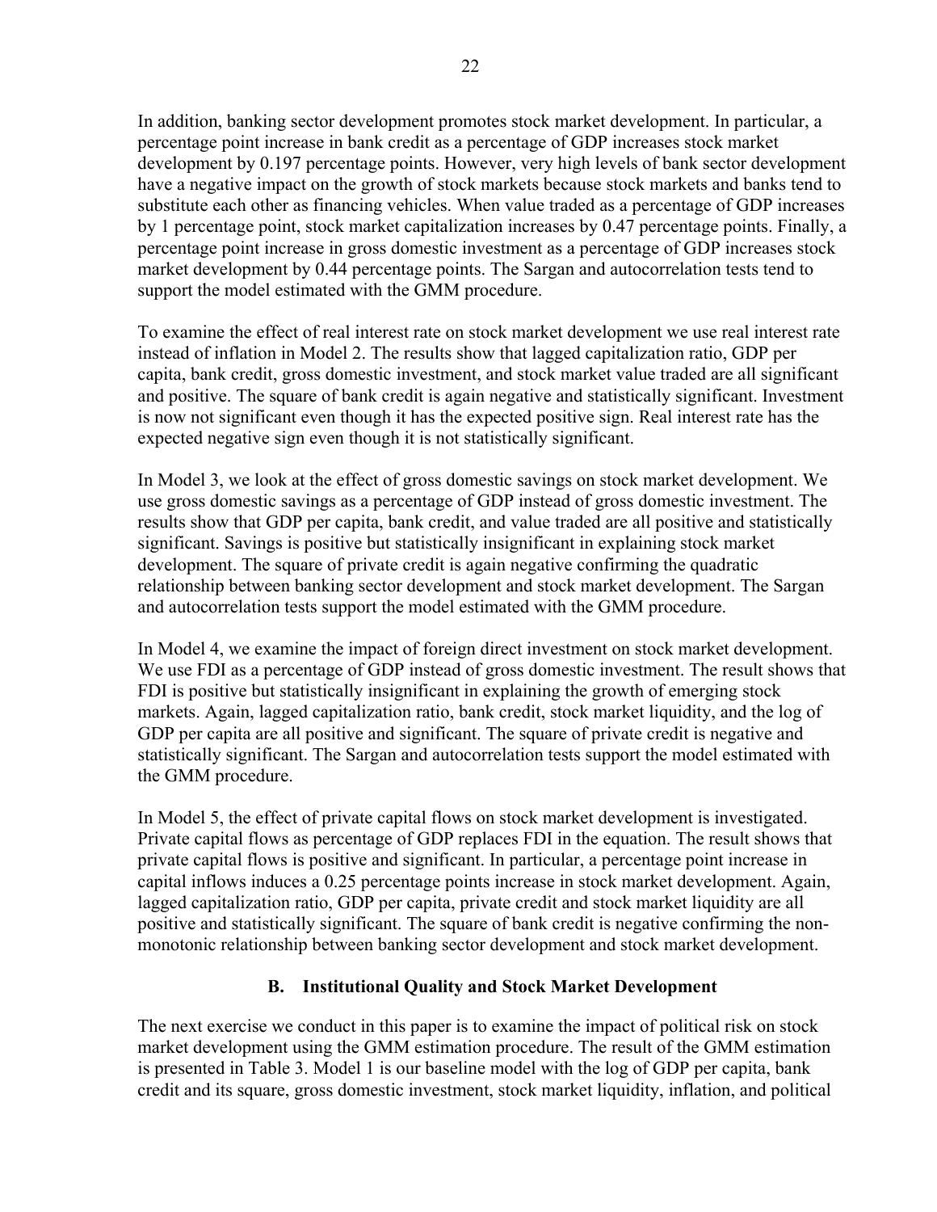In addition, banking sector development promotes stock market development. In particular, a percentage point increase in bank credit as a percentage of GDP increases stock market development by 0.197 percentage points. However, very high levels of bank sector development have a negative impact on the growth of stock markets because stock markets and banks tend to substitute each other as financing vehicles. When value traded as a percentage of GDP increases by 1 percentage point, stock market capitalization increases by 0.47 percentage points. Finally, a percentage point increase in gross domestic investment as a percentage of GDP increases stock market development by 0.44 percentage points. The Sargan and autocorrelation tests tend to support the model estimated with the GMM procedure.

To examine the effect of real interest rate on stock market development we use real interest rate instead of inflation in Model 2. The results show that lagged capitalization ratio, GDP per capita, bank credit, gross domestic investment, and stock market value traded are all significant and positive. The square of bank credit is again negative and statistically significant. Investment is now not significant even though it has the expected positive sign. Real interest rate has the expected negative sign even though it is not statistically significant.

In Model 3, we look at the effect of gross domestic savings on stock market development. We use gross domestic savings as a percentage of GDP instead of gross domestic investment. The results show that GDP per capita, bank credit, and value traded are all positive and statistically significant. Savings is positive but statistically insignificant in explaining stock market development. The square of private credit is again negative confirming the quadratic relationship between banking sector development and stock market development. The Sargan and autocorrelation tests support the model estimated with the GMM procedure.

In Model 4, we examine the impact of foreign direct investment on stock market development. We use FDI as a percentage of GDP instead of gross domestic investment. The result shows that FDI is positive but statistically insignificant in explaining the growth of emerging stock markets. Again, lagged capitalization ratio, bank credit, stock market liquidity, and the log of GDP per capita are all positive and significant. The square of private credit is negative and statistically significant. The Sargan and autocorrelation tests support the model estimated with the GMM procedure.

In Model 5, the effect of private capital flows on stock market development is investigated. Private capital flows as percentage of GDP replaces FDI in the equation. The result shows that private capital flows is positive and significant. In particular, a percentage point increase in capital inflows induces a 0.25 percentage points increase in stock market development. Again, lagged capitalization ratio, GDP per capita, private credit and stock market liquidity are all positive and statistically significant. The square of bank credit is negative confirming the non-monotonic relationship between banking sector development and stock market development.

## B. Institutional Quality and Stock Market Development

The next exercise we conduct in this paper is to examine the impact of political risk on stock market development using the GMM estimation procedure. The result of the GMM estimation is presented in Table 3. Model 1 is our baseline model with the log of GDP per capita, bank credit and its square, gross domestic investment, stock market liquidity, inflation, and political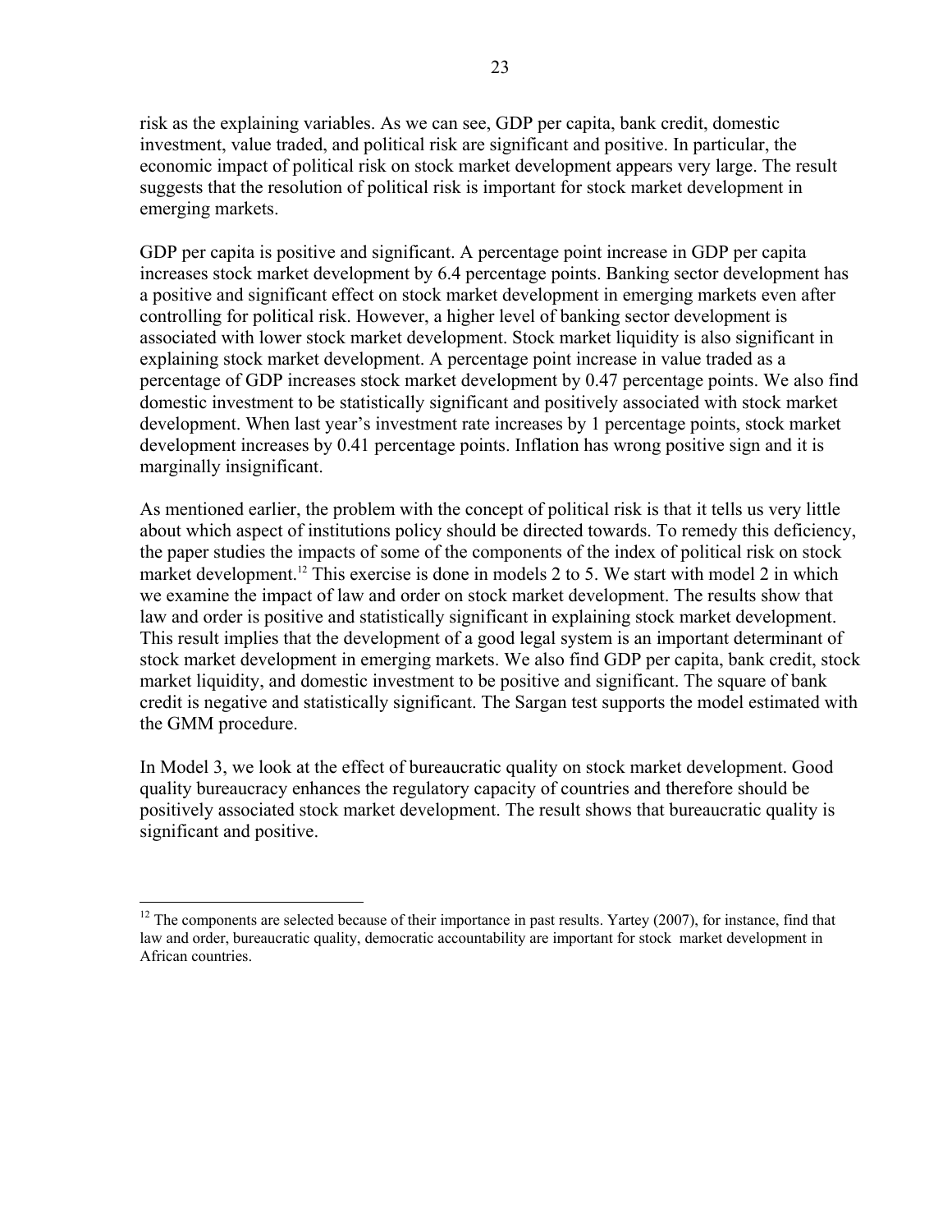risk as the explaining variables. As we can see, GDP per capita, bank credit, domestic investment, value traded, and political risk are significant and positive. In particular, the economic impact of political risk on stock market development appears very large. The result suggests that the resolution of political risk is important for stock market development in emerging markets.

GDP per capita is positive and significant. A percentage point increase in GDP per capita increases stock market development by 6.4 percentage points. Banking sector development has a positive and significant effect on stock market development in emerging markets even after controlling for political risk. However, a higher level of banking sector development is associated with lower stock market development. Stock market liquidity is also significant in explaining stock market development. A percentage point increase in value traded as a percentage of GDP increases stock market development by 0.47 percentage points. We also find domestic investment to be statistically significant and positively associated with stock market development. When last year's investment rate increases by 1 percentage points, stock market development increases by 0.41 percentage points. Inflation has wrong positive sign and it is marginally insignificant.

As mentioned earlier, the problem with the concept of political risk is that it tells us very little about which aspect of institutions policy should be directed towards. To remedy this deficiency, the paper studies the impacts of some of the components of the index of political risk on stock market development.[12] This exercise is done in models 2 to 5. We start with model 2 in which we examine the impact of law and order on stock market development. The results show that law and order is positive and statistically significant in explaining stock market development. This result implies that the development of a good legal system is an important determinant of stock market development in emerging markets. We also find GDP per capita, bank credit, stock market liquidity, and domestic investment to be positive and significant. The square of bank credit is negative and statistically significant. The Sargan test supports the model estimated with the GMM procedure.

In Model 3, we look at the effect of bureaucratic quality on stock market development. Good quality bureaucracy enhances the regulatory capacity of countries and therefore should be positively associated stock market development. The result shows that bureaucratic quality is significant and positive.

[12] The components are selected because of their importance in past results. Yartey (2007), for instance, find that law and order, bureaucratic quality, democratic accountability are important for stock market development in African countries.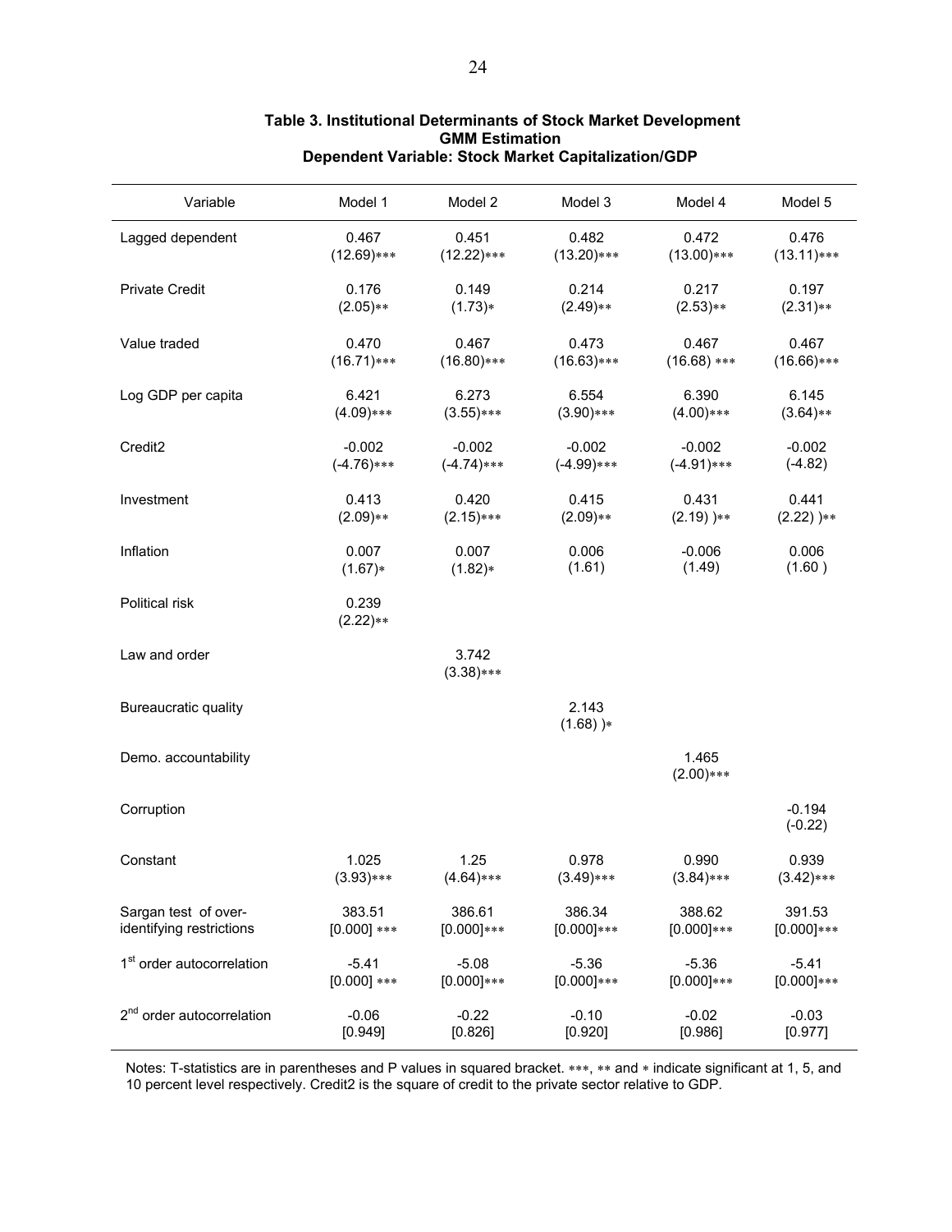**Table 3. Institutional Determinants of Stock Market Development**
**GMM Estimation**
**Dependent Variable: Stock Market Capitalization/GDP**

| Variable | Model 1 | Model 2 | Model 3 | Model 4 | Model 5 |
|---|---|---|---|---|---|
| Lagged dependent | 0.467<br>(12.69)*** | 0.451<br>(12.22)*** | 0.482<br>(13.20)*** | 0.472<br>(13.00)*** | 0.476<br>(13.11)*** |
| Private Credit | 0.176<br>(2.05)** | 0.149<br>(1.73)* | 0.214<br>(2.49)** | 0.217<br>(2.53)** | 0.197<br>(2.31)** |
| Value traded | 0.470<br>(16.71)*** | 0.467<br>(16.80)*** | 0.473<br>(16.63)*** | 0.467<br>(16.68) *** | 0.467<br>(16.66)*** |
| Log GDP per capita | 6.421<br>(4.09)*** | 6.273<br>(3.55)*** | 6.554<br>(3.90)*** | 6.390<br>(4.00)*** | 6.145<br>(3.64)** |
| Credit2 | -0.002<br>(-4.76)*** | -0.002<br>(-4.74)*** | -0.002<br>(-4.99)*** | -0.002<br>(-4.91)*** | -0.002<br>(-4.82) |
| Investment | 0.413<br>(2.09)** | 0.420<br>(2.15)*** | 0.415<br>(2.09)** | 0.431<br>(2.19) )** | 0.441<br>(2.22) )** |
| Inflation | 0.007<br>(1.67)* | 0.007<br>(1.82)* | 0.006<br>(1.61) | -0.006<br>(1.49) | 0.006<br>(1.60 ) |
| Political risk | 0.239<br>(2.22)** | | | | |
| Law and order | | 3.742<br>(3.38)*** | | | |
| Bureaucratic quality | | | 2.143<br>(1.68) )* | | |
| Demo. accountability | | | | 1.465<br>(2.00)*** | |
| Corruption | | | | | -0.194<br>(-0.22) |
| Constant | 1.025<br>(3.93)*** | 1.25<br>(4.64)*** | 0.978<br>(3.49)*** | 0.990<br>(3.84)*** | 0.939<br>(3.42)*** |
| Sargan test of over-identifying restrictions | 383.51<br>[0.000] *** | 386.61<br>[0.000]*** | 386.34<br>[0.000]*** | 388.62<br>[0.000]*** | 391.53<br>[0.000]*** |
| 1st order autocorrelation | -5.41<br>[0.000] *** | -5.08<br>[0.000]*** | -5.36<br>[0.000]*** | -5.36<br>[0.000]*** | -5.41<br>[0.000]*** |
| 2nd order autocorrelation | -0.06<br>[0.949] | -0.22<br>[0.826] | -0.10<br>[0.920] | -0.02<br>[0.986] | -0.03<br>[0.977] |

Notes: T-statistics are in parentheses and P values in squared bracket. ***, ** and * indicate significant at 1, 5, and 10 percent level respectively. Credit2 is the square of credit to the private sector relative to GDP.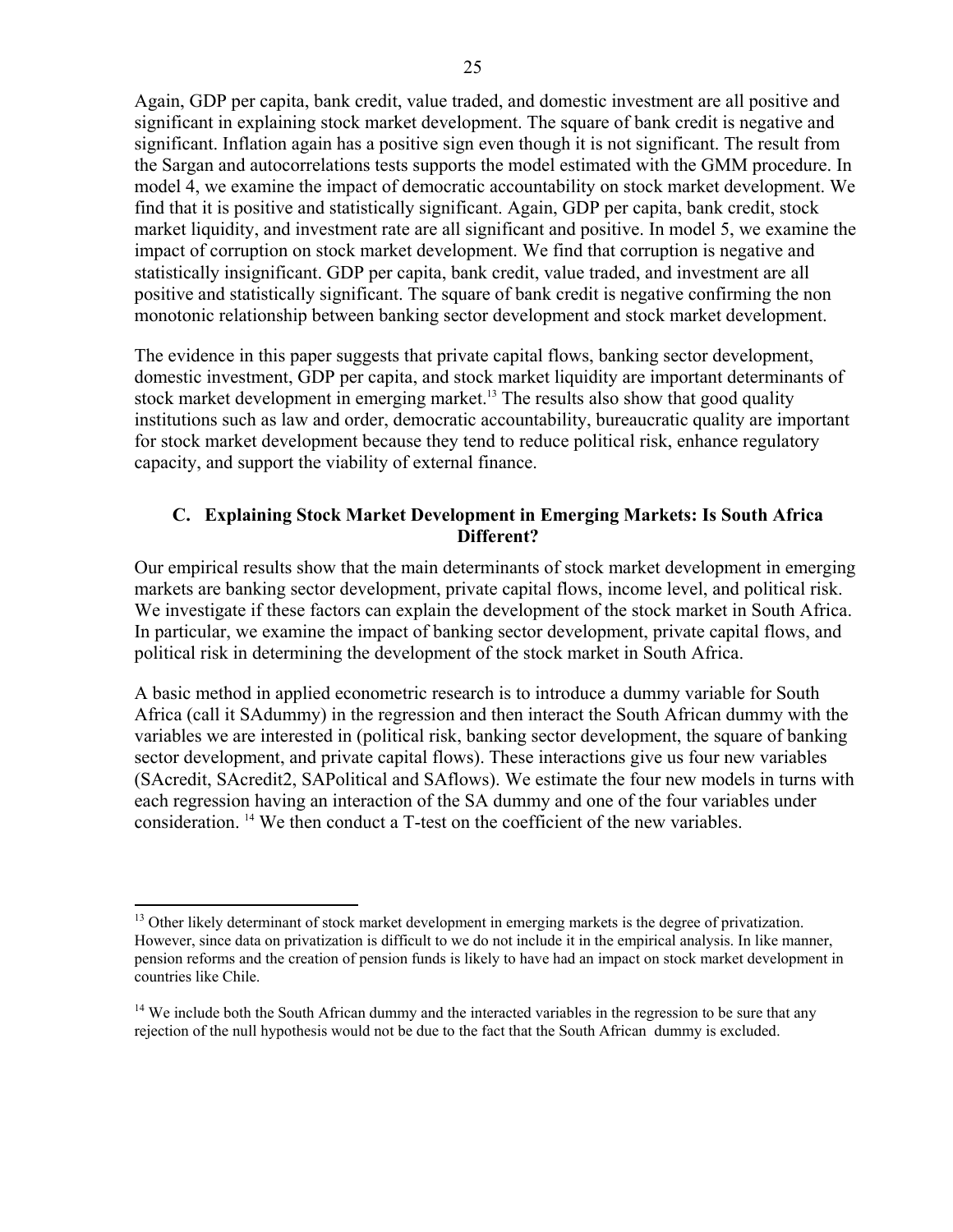Again, GDP per capita, bank credit, value traded, and domestic investment are all positive and significant in explaining stock market development. The square of bank credit is negative and significant. Inflation again has a positive sign even though it is not significant. The result from the Sargan and autocorrelations tests supports the model estimated with the GMM procedure. In model 4, we examine the impact of democratic accountability on stock market development. We find that it is positive and statistically significant. Again, GDP per capita, bank credit, stock market liquidity, and investment rate are all significant and positive. In model 5, we examine the impact of corruption on stock market development. We find that corruption is negative and statistically insignificant. GDP per capita, bank credit, value traded, and investment are all positive and statistically significant. The square of bank credit is negative confirming the non monotonic relationship between banking sector development and stock market development.

The evidence in this paper suggests that private capital flows, banking sector development, domestic investment, GDP per capita, and stock market liquidity are important determinants of stock market development in emerging market.[13] The results also show that good quality institutions such as law and order, democratic accountability, bureaucratic quality are important for stock market development because they tend to reduce political risk, enhance regulatory capacity, and support the viability of external finance.

### C. Explaining Stock Market Development in Emerging Markets: Is South Africa Different?

Our empirical results show that the main determinants of stock market development in emerging markets are banking sector development, private capital flows, income level, and political risk. We investigate if these factors can explain the development of the stock market in South Africa. In particular, we examine the impact of banking sector development, private capital flows, and political risk in determining the development of the stock market in South Africa.

A basic method in applied econometric research is to introduce a dummy variable for South Africa (call it SAdummy) in the regression and then interact the South African dummy with the variables we are interested in (political risk, banking sector development, the square of banking sector development, and private capital flows). These interactions give us four new variables (SAcredit, SAcredit2, SAPolitical and SAflows). We estimate the four new models in turns with each regression having an interaction of the SA dummy and one of the four variables under consideration. [14] We then conduct a T-test on the coefficient of the new variables.

---

[13] Other likely determinant of stock market development in emerging markets is the degree of privatization. However, since data on privatization is difficult to we do not include it in the empirical analysis. In like manner, pension reforms and the creation of pension funds is likely to have had an impact on stock market development in countries like Chile.

[14] We include both the South African dummy and the interacted variables in the regression to be sure that any rejection of the null hypothesis would not be due to the fact that the South African dummy is excluded.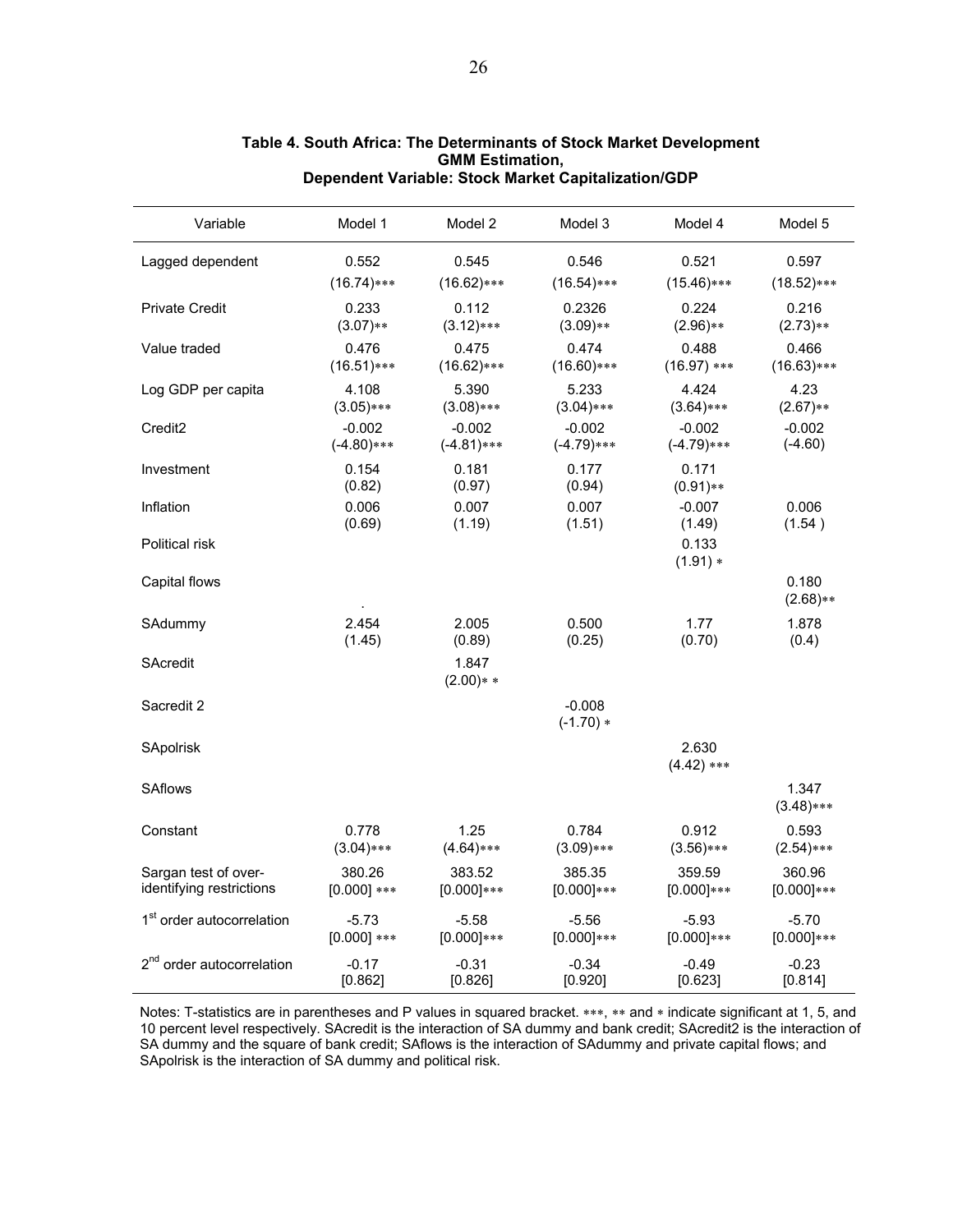**Table 4. South Africa: The Determinants of Stock Market Development**
**GMM Estimation,**
**Dependent Variable: Stock Market Capitalization/GDP**

| Variable | Model 1 | Model 2 | Model 3 | Model 4 | Model 5 |
|---|---|---|---|---|---|
| Lagged dependent | 0.552<br>(16.74)*** | 0.545<br>(16.62)*** | 0.546<br>(16.54)*** | 0.521<br>(15.46)*** | 0.597<br>(18.52)*** |
| Private Credit | 0.233<br>(3.07)** | 0.112<br>(3.12)*** | 0.2326<br>(3.09)** | 0.224<br>(2.96)** | 0.216<br>(2.73)** |
| Value traded | 0.476<br>(16.51)*** | 0.475<br>(16.62)*** | 0.474<br>(16.60)*** | 0.488<br>(16.97) *** | 0.466<br>(16.63)*** |
| Log GDP per capita | 4.108<br>(3.05)*** | 5.390<br>(3.08)*** | 5.233<br>(3.04)*** | 4.424<br>(3.64)*** | 4.23<br>(2.67)** |
| Credit2 | -0.002<br>(-4.80)*** | -0.002<br>(-4.81)*** | -0.002<br>(-4.79)*** | -0.002<br>(-4.79)*** | -0.002<br>(-4.60) |
| Investment | 0.154<br>(0.82) | 0.181<br>(0.97) | 0.177<br>(0.94) | 0.171<br>(0.91)** | |
| Inflation | 0.006<br>(0.69) | 0.007<br>(1.19) | 0.007<br>(1.51) | -0.007<br>(1.49) | 0.006<br>(1.54 ) |
| Political risk | | | | 0.133<br>(1.91) * | |
| Capital flows | . | | | | 0.180<br>(2.68)** |
| SAdummy | 2.454<br>(1.45) | 2.005<br>(0.89) | 0.500<br>(0.25) | 1.77<br>(0.70) | 1.878<br>(0.4) |
| SAcredit | | 1.847<br>(2.00)* * | | | |
| Sacredit 2 | | | -0.008<br>(-1.70) * | | |
| SApolrisk | | | | 2.630<br>(4.42) *** | |
| SAflows | | | | | 1.347<br>(3.48)*** |
| Constant | 0.778<br>(3.04)*** | 1.25<br>(4.64)*** | 0.784<br>(3.09)*** | 0.912<br>(3.56)*** | 0.593<br>(2.54)*** |
| Sargan test of over-identifying restrictions | 380.26<br>[0.000] *** | 383.52<br>[0.000]*** | 385.35<br>[0.000]*** | 359.59<br>[0.000]*** | 360.96<br>[0.000]*** |
| 1st order autocorrelation | -5.73<br>[0.000] *** | -5.58<br>[0.000]*** | -5.56<br>[0.000]*** | -5.93<br>[0.000]*** | -5.70<br>[0.000]*** |
| 2nd order autocorrelation | -0.17<br>[0.862] | -0.31<br>[0.826] | -0.34<br>[0.920] | -0.49<br>[0.623] | -0.23<br>[0.814] |

Notes: T-statistics are in parentheses and P values in squared bracket. ***, ** and * indicate significant at 1, 5, and 10 percent level respectively. SAcredit is the interaction of SA dummy and bank credit; SAcredit2 is the interaction of SA dummy and the square of bank credit; SAflows is the interaction of SAdummy and private capital flows; and SApolrisk is the interaction of SA dummy and political risk.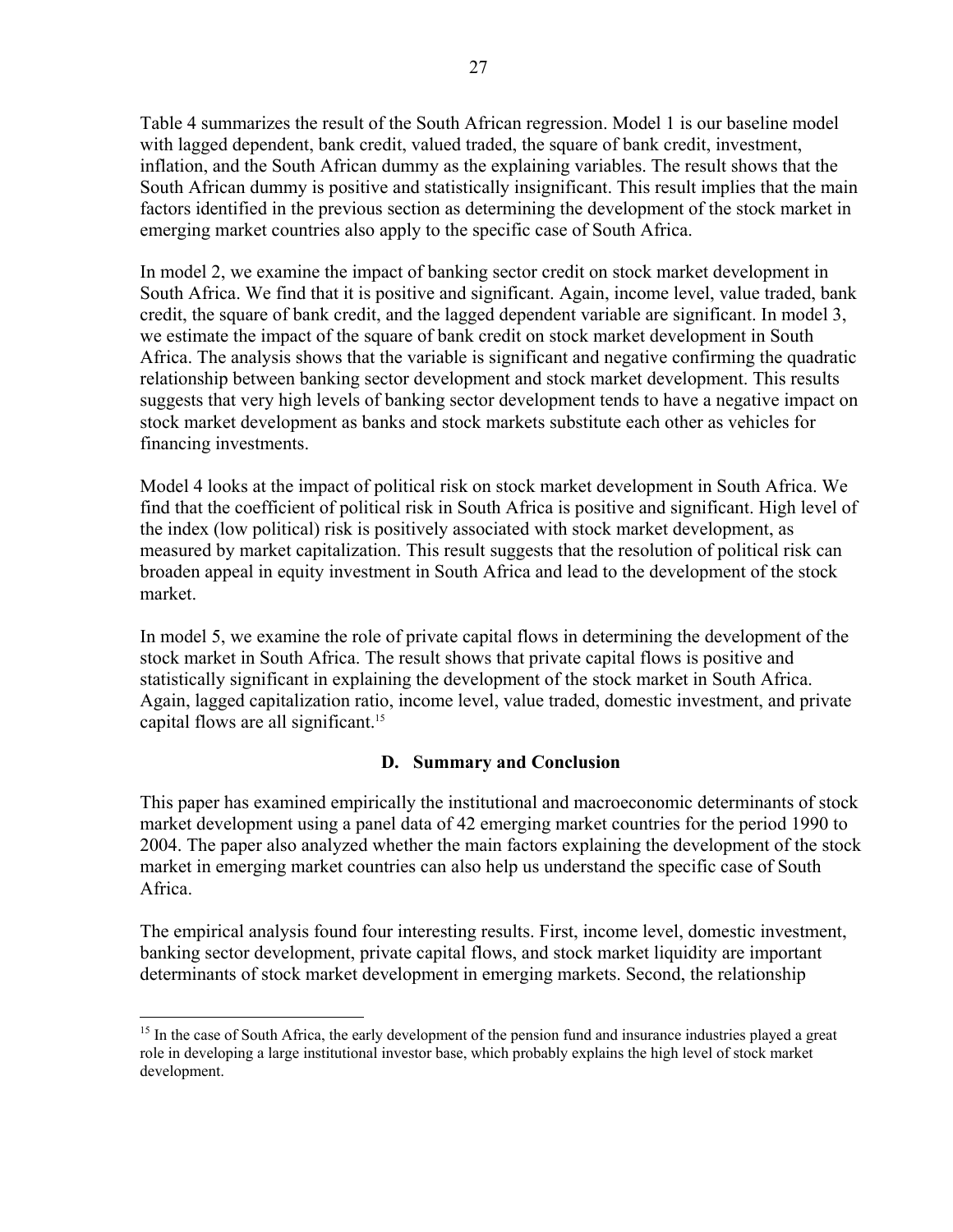Table 4 summarizes the result of the South African regression. Model 1 is our baseline model with lagged dependent, bank credit, valued traded, the square of bank credit, investment, inflation, and the South African dummy as the explaining variables. The result shows that the South African dummy is positive and statistically insignificant. This result implies that the main factors identified in the previous section as determining the development of the stock market in emerging market countries also apply to the specific case of South Africa.

In model 2, we examine the impact of banking sector credit on stock market development in South Africa. We find that it is positive and significant. Again, income level, value traded, bank credit, the square of bank credit, and the lagged dependent variable are significant. In model 3, we estimate the impact of the square of bank credit on stock market development in South Africa. The analysis shows that the variable is significant and negative confirming the quadratic relationship between banking sector development and stock market development. This results suggests that very high levels of banking sector development tends to have a negative impact on stock market development as banks and stock markets substitute each other as vehicles for financing investments.

Model 4 looks at the impact of political risk on stock market development in South Africa. We find that the coefficient of political risk in South Africa is positive and significant. High level of the index (low political) risk is positively associated with stock market development, as measured by market capitalization. This result suggests that the resolution of political risk can broaden appeal in equity investment in South Africa and lead to the development of the stock market.

In model 5, we examine the role of private capital flows in determining the development of the stock market in South Africa. The result shows that private capital flows is positive and statistically significant in explaining the development of the stock market in South Africa. Again, lagged capitalization ratio, income level, value traded, domestic investment, and private capital flows are all significant.[15]

### D. Summary and Conclusion

This paper has examined empirically the institutional and macroeconomic determinants of stock market development using a panel data of 42 emerging market countries for the period 1990 to 2004. The paper also analyzed whether the main factors explaining the development of the stock market in emerging market countries can also help us understand the specific case of South Africa.

The empirical analysis found four interesting results. First, income level, domestic investment, banking sector development, private capital flows, and stock market liquidity are important determinants of stock market development in emerging markets. Second, the relationship

[15] In the case of South Africa, the early development of the pension fund and insurance industries played a great role in developing a large institutional investor base, which probably explains the high level of stock market development.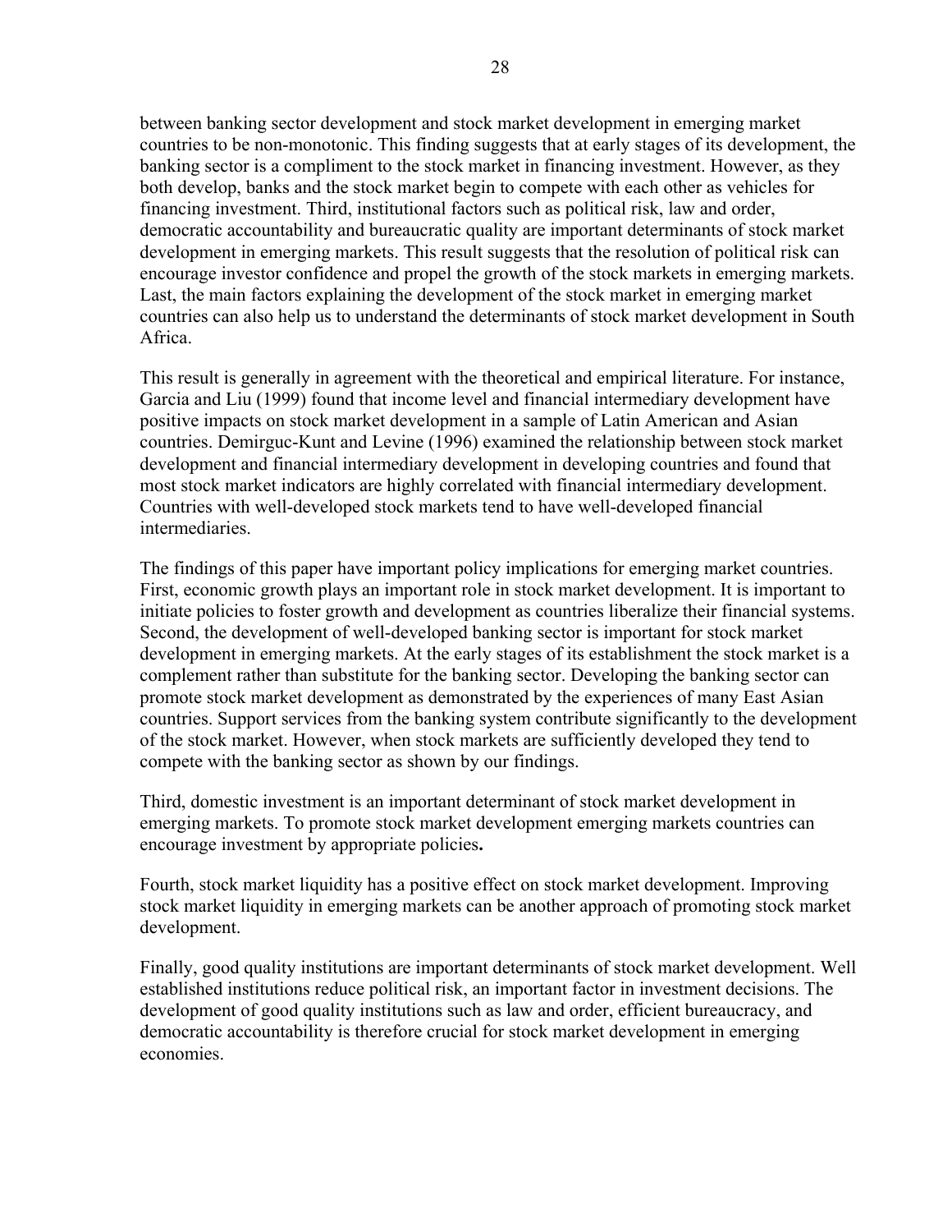between banking sector development and stock market development in emerging market countries to be non-monotonic. This finding suggests that at early stages of its development, the banking sector is a compliment to the stock market in financing investment. However, as they both develop, banks and the stock market begin to compete with each other as vehicles for financing investment. Third, institutional factors such as political risk, law and order, democratic accountability and bureaucratic quality are important determinants of stock market development in emerging markets. This result suggests that the resolution of political risk can encourage investor confidence and propel the growth of the stock markets in emerging markets. Last, the main factors explaining the development of the stock market in emerging market countries can also help us to understand the determinants of stock market development in South Africa.

This result is generally in agreement with the theoretical and empirical literature. For instance, Garcia and Liu (1999) found that income level and financial intermediary development have positive impacts on stock market development in a sample of Latin American and Asian countries. Demirguc-Kunt and Levine (1996) examined the relationship between stock market development and financial intermediary development in developing countries and found that most stock market indicators are highly correlated with financial intermediary development. Countries with well-developed stock markets tend to have well-developed financial intermediaries.

The findings of this paper have important policy implications for emerging market countries. First, economic growth plays an important role in stock market development. It is important to initiate policies to foster growth and development as countries liberalize their financial systems. Second, the development of well-developed banking sector is important for stock market development in emerging markets. At the early stages of its establishment the stock market is a complement rather than substitute for the banking sector. Developing the banking sector can promote stock market development as demonstrated by the experiences of many East Asian countries. Support services from the banking system contribute significantly to the development of the stock market. However, when stock markets are sufficiently developed they tend to compete with the banking sector as shown by our findings.

Third, domestic investment is an important determinant of stock market development in emerging markets. To promote stock market development emerging markets countries can encourage investment by appropriate policies**.**

Fourth, stock market liquidity has a positive effect on stock market development. Improving stock market liquidity in emerging markets can be another approach of promoting stock market development.

Finally, good quality institutions are important determinants of stock market development. Well established institutions reduce political risk, an important factor in investment decisions. The development of good quality institutions such as law and order, efficient bureaucracy, and democratic accountability is therefore crucial for stock market development in emerging economies.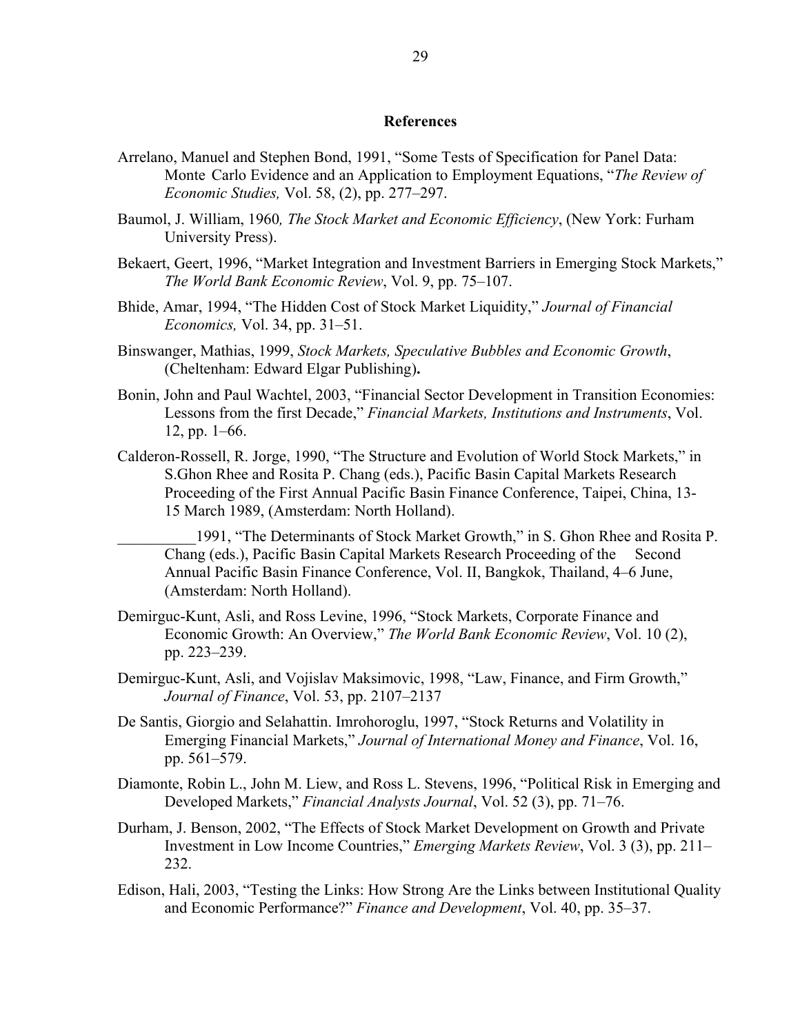## References

Arrelano, Manuel and Stephen Bond, 1991, "Some Tests of Specification for Panel Data: Monte Carlo Evidence and an Application to Employment Equations, "*The Review of Economic Studies,* Vol. 58, (2), pp. 277–297.

Baumol, J. William, 1960*, The Stock Market and Economic Efficiency*, (New York: Furham University Press).

Bekaert, Geert, 1996, "Market Integration and Investment Barriers in Emerging Stock Markets," *The World Bank Economic Review*, Vol. 9, pp. 75–107.

Bhide, Amar, 1994, "The Hidden Cost of Stock Market Liquidity," *Journal of Financial Economics,* Vol. 34, pp. 31–51.

Binswanger, Mathias, 1999, *Stock Markets, Speculative Bubbles and Economic Growth*, (Cheltenham: Edward Elgar Publishing)**.**

Bonin, John and Paul Wachtel, 2003, "Financial Sector Development in Transition Economies: Lessons from the first Decade," *Financial Markets, Institutions and Instruments*, Vol. 12, pp. 1–66.

Calderon-Rossell, R. Jorge, 1990, "The Structure and Evolution of World Stock Markets," in S.Ghon Rhee and Rosita P. Chang (eds.), Pacific Basin Capital Markets Research Proceeding of the First Annual Pacific Basin Finance Conference, Taipei, China, 13-15 March 1989, (Amsterdam: North Holland).

__________1991, "The Determinants of Stock Market Growth," in S. Ghon Rhee and Rosita P. Chang (eds.), Pacific Basin Capital Markets Research Proceeding of the Second Annual Pacific Basin Finance Conference, Vol. II, Bangkok, Thailand, 4–6 June, (Amsterdam: North Holland).

Demirguc-Kunt, Asli, and Ross Levine, 1996, "Stock Markets, Corporate Finance and Economic Growth: An Overview," *The World Bank Economic Review*, Vol. 10 (2), pp. 223–239.

Demirguc-Kunt, Asli, and Vojislav Maksimovic, 1998, "Law, Finance, and Firm Growth," *Journal of Finance*, Vol. 53, pp. 2107–2137

De Santis, Giorgio and Selahattin. Imrohoroglu, 1997, "Stock Returns and Volatility in Emerging Financial Markets," *Journal of International Money and Finance*, Vol. 16, pp. 561–579.

Diamonte, Robin L., John M. Liew, and Ross L. Stevens, 1996, "Political Risk in Emerging and Developed Markets," *Financial Analysts Journal*, Vol. 52 (3), pp. 71–76.

Durham, J. Benson, 2002, "The Effects of Stock Market Development on Growth and Private Investment in Low Income Countries," *Emerging Markets Review*, Vol. 3 (3), pp. 211–232.

Edison, Hali, 2003, "Testing the Links: How Strong Are the Links between Institutional Quality and Economic Performance?" *Finance and Development*, Vol. 40, pp. 35–37.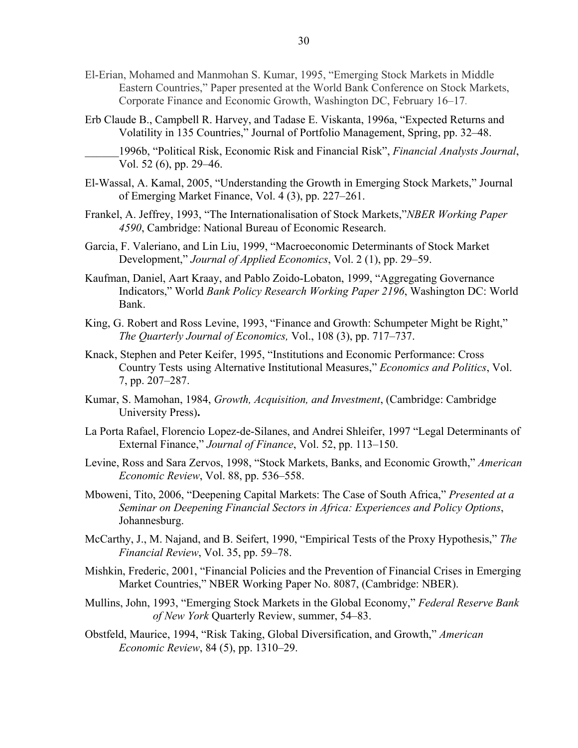El-Erian, Mohamed and Manmohan S. Kumar, 1995, “Emerging Stock Markets in Middle Eastern Countries,” Paper presented at the World Bank Conference on Stock Markets, Corporate Finance and Economic Growth, Washington DC, February 16–17.

Erb Claude B., Campbell R. Harvey, and Tadase E. Viskanta, 1996a, “Expected Returns and Volatility in 135 Countries,” Journal of Portfolio Management, Spring, pp. 32–48.

______1996b, “Political Risk, Economic Risk and Financial Risk”, *Financial Analysts Journal*, Vol. 52 (6), pp. 29–46.

El-Wassal, A. Kamal, 2005, “Understanding the Growth in Emerging Stock Markets,” Journal of Emerging Market Finance, Vol. 4 (3), pp. 227–261.

Frankel, A. Jeffrey, 1993, “The Internationalisation of Stock Markets,”*NBER Working Paper 4590*, Cambridge: National Bureau of Economic Research.

Garcia, F. Valeriano, and Lin Liu, 1999, “Macroeconomic Determinants of Stock Market Development,” *Journal of Applied Economics*, Vol. 2 (1), pp. 29–59.

Kaufman, Daniel, Aart Kraay, and Pablo Zoido-Lobaton, 1999, “Aggregating Governance Indicators,” World *Bank Policy Research Working Paper 2196*, Washington DC: World Bank.

King, G. Robert and Ross Levine, 1993, “Finance and Growth: Schumpeter Might be Right,” *The Quarterly Journal of Economics,* Vol., 108 (3), pp. 717–737.

Knack, Stephen and Peter Keifer, 1995, “Institutions and Economic Performance: Cross Country Tests using Alternative Institutional Measures,” *Economics and Politics*, Vol. 7, pp. 207–287.

Kumar, S. Mamohan, 1984, *Growth, Acquisition, and Investment*, (Cambridge: Cambridge University Press)**.**

La Porta Rafael, Florencio Lopez-de-Silanes, and Andrei Shleifer, 1997 “Legal Determinants of External Finance,” *Journal of Finance*, Vol. 52, pp. 113–150.

Levine, Ross and Sara Zervos, 1998, “Stock Markets, Banks, and Economic Growth,” *American Economic Review*, Vol. 88, pp. 536–558.

Mboweni, Tito, 2006, “Deepening Capital Markets: The Case of South Africa,” *Presented at a Seminar on Deepening Financial Sectors in Africa: Experiences and Policy Options*, Johannesburg.

McCarthy, J., M. Najand, and B. Seifert, 1990, “Empirical Tests of the Proxy Hypothesis,” *The Financial Review*, Vol. 35, pp. 59–78.

Mishkin, Frederic, 2001, “Financial Policies and the Prevention of Financial Crises in Emerging Market Countries,” NBER Working Paper No. 8087, (Cambridge: NBER).

Mullins, John, 1993, “Emerging Stock Markets in the Global Economy,” *Federal Reserve Bank of New York* Quarterly Review, summer, 54–83.

Obstfeld, Maurice, 1994, “Risk Taking, Global Diversification, and Growth,” *American Economic Review*, 84 (5), pp. 1310–29.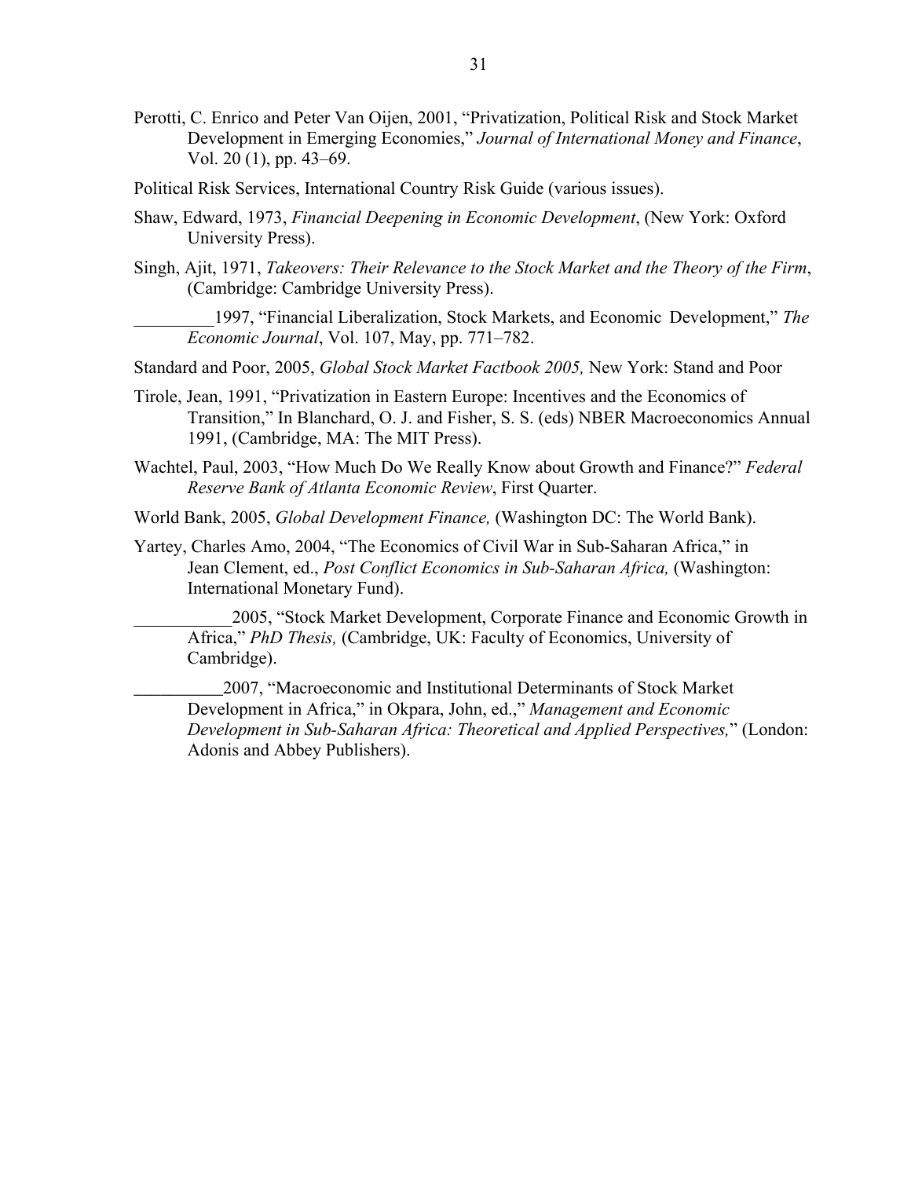Perotti, C. Enrico and Peter Van Oijen, 2001, "Privatization, Political Risk and Stock Market Development in Emerging Economies," *Journal of International Money and Finance*, Vol. 20 (1), pp. 43–69.

Political Risk Services, International Country Risk Guide (various issues).

Shaw, Edward, 1973, *Financial Deepening in Economic Development*, (New York: Oxford University Press).

Singh, Ajit, 1971, *Takeovers: Their Relevance to the Stock Market and the Theory of the Firm*, (Cambridge: Cambridge University Press).

_________1997, "Financial Liberalization, Stock Markets, and Economic Development," *The Economic Journal*, Vol. 107, May, pp. 771–782.

Standard and Poor, 2005, *Global Stock Market Factbook 2005,* New York: Stand and Poor

Tirole, Jean, 1991, "Privatization in Eastern Europe: Incentives and the Economics of Transition," In Blanchard, O. J. and Fisher, S. S. (eds) NBER Macroeconomics Annual 1991, (Cambridge, MA: The MIT Press).

Wachtel, Paul, 2003, "How Much Do We Really Know about Growth and Finance?" *Federal Reserve Bank of Atlanta Economic Review*, First Quarter.

World Bank, 2005, *Global Development Finance,* (Washington DC: The World Bank).

Yartey, Charles Amo, 2004, "The Economics of Civil War in Sub-Saharan Africa," in Jean Clement, ed., *Post Conflict Economics in Sub-Saharan Africa,* (Washington: International Monetary Fund).

___________2005, "Stock Market Development, Corporate Finance and Economic Growth in Africa," *PhD Thesis,* (Cambridge, UK: Faculty of Economics, University of Cambridge).

__________2007, "Macroeconomic and Institutional Determinants of Stock Market Development in Africa," in Okpara, John, ed.," *Management and Economic Development in Sub-Saharan Africa: Theoretical and Applied Perspectives,*" (London: Adonis and Abbey Publishers).